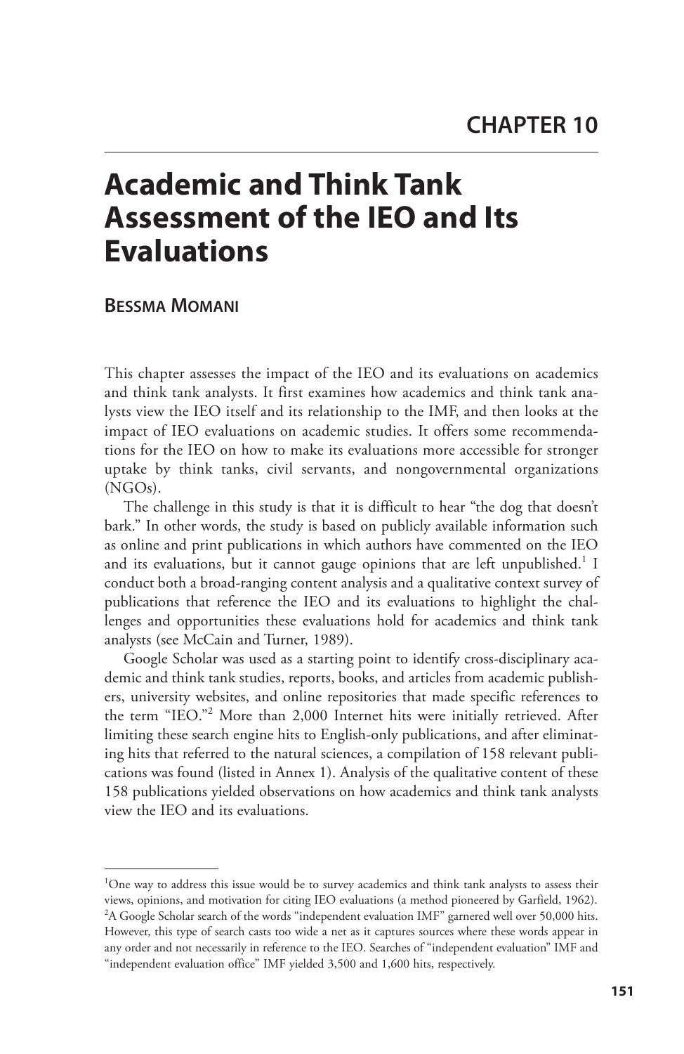# CHAPTER 10

# Academic and Think Tank Assessment of the IEO and Its Evaluations

## Bessma Momani

This chapter assesses the impact of the IEO and its evaluations on academics and think tank analysts. It first examines how academics and think tank analysts view the IEO itself and its relationship to the IMF, and then looks at the impact of IEO evaluations on academic studies. It offers some recommendations for the IEO on how to make its evaluations more accessible for stronger uptake by think tanks, civil servants, and nongovernmental organizations (NGOs).

The challenge in this study is that it is difficult to hear "the dog that doesn't bark." In other words, the study is based on publicly available information such as online and print publications in which authors have commented on the IEO and its evaluations, but it cannot gauge opinions that are left unpublished.[1] I conduct both a broad-ranging content analysis and a qualitative context survey of publications that reference the IEO and its evaluations to highlight the challenges and opportunities these evaluations hold for academics and think tank analysts (see McCain and Turner, 1989).

Google Scholar was used as a starting point to identify cross-disciplinary academic and think tank studies, reports, books, and articles from academic publishers, university websites, and online repositories that made specific references to the term "IEO."[2] More than 2,000 Internet hits were initially retrieved. After limiting these search engine hits to English-only publications, and after eliminating hits that referred to the natural sciences, a compilation of 158 relevant publications was found (listed in Annex 1). Analysis of the qualitative content of these 158 publications yielded observations on how academics and think tank analysts view the IEO and its evaluations.

---

[1] One way to address this issue would be to survey academics and think tank analysts to assess their views, opinions, and motivation for citing IEO evaluations (a method pioneered by Garfield, 1962).

[2] A Google Scholar search of the words "independent evaluation IMF" garnered well over 50,000 hits. However, this type of search casts too wide a net as it captures sources where these words appear in any order and not necessarily in reference to the IEO. Searches of "independent evaluation" IMF and "independent evaluation office" IMF yielded 3,500 and 1,600 hits, respectively.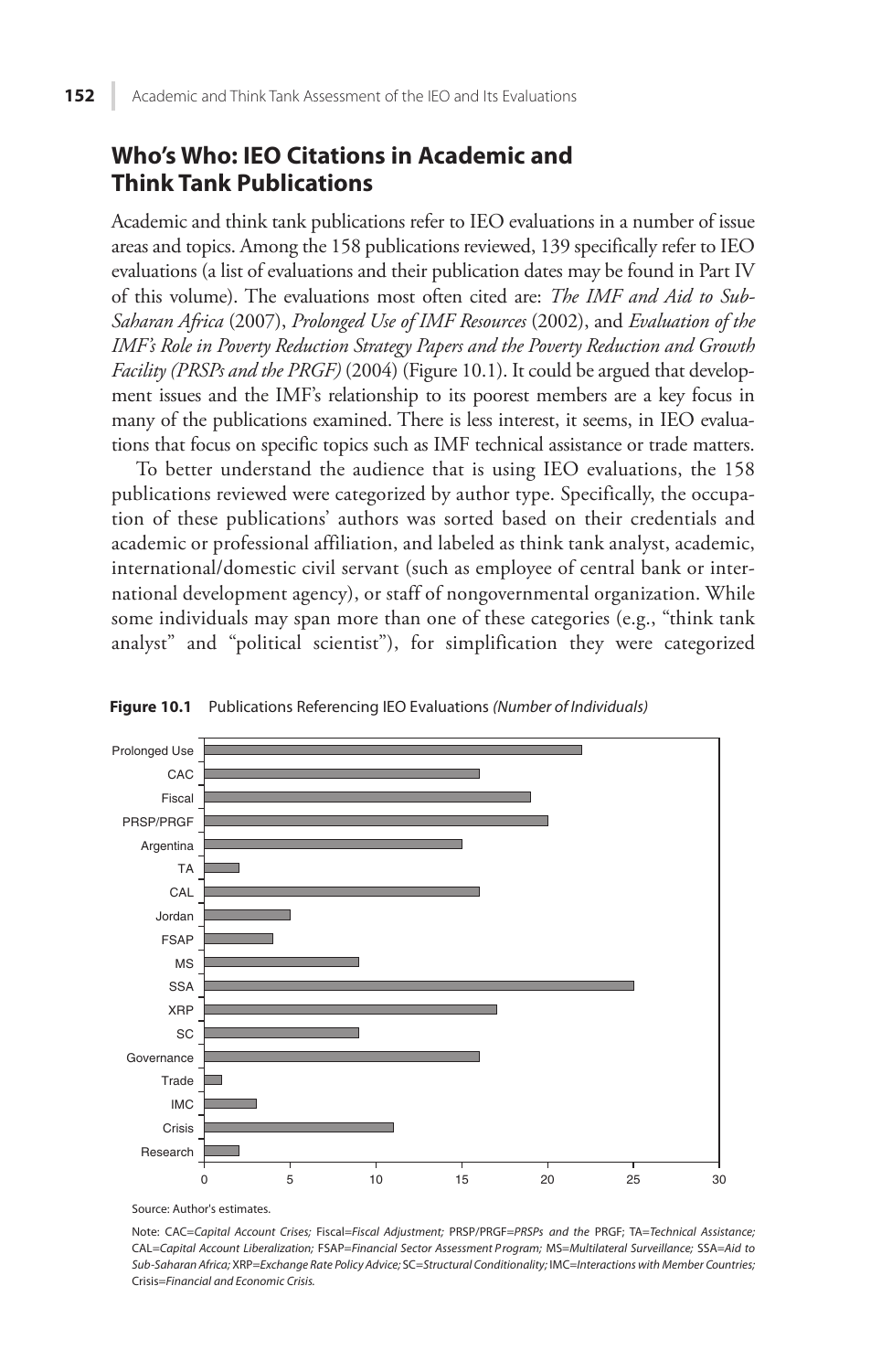## Who's Who: IEO Citations in Academic and Think Tank Publications

Academic and think tank publications refer to IEO evaluations in a number of issue areas and topics. Among the 158 publications reviewed, 139 specifically refer to IEO evaluations (a list of evaluations and their publication dates may be found in Part IV of this volume). The evaluations most often cited are: *The IMF and Aid to Sub-Saharan Africa* (2007), *Prolonged Use of IMF Resources* (2002), and *Evaluation of the IMF's Role in Poverty Reduction Strategy Papers and the Poverty Reduction and Growth Facility (PRSPs and the PRGF)* (2004) (Figure 10.1). It could be argued that development issues and the IMF's relationship to its poorest members are a key focus in many of the publications examined. There is less interest, it seems, in IEO evaluations that focus on specific topics such as IMF technical assistance or trade matters.

To better understand the audience that is using IEO evaluations, the 158 publications reviewed were categorized by author type. Specifically, the occupation of these publications' authors was sorted based on their credentials and academic or professional affiliation, and labeled as think tank analyst, academic, international/domestic civil servant (such as employee of central bank or international development agency), or staff of nongovernmental organization. While some individuals may span more than one of these categories (e.g., "think tank analyst" and "political scientist"), for simplification they were categorized

**Figure 10.1** Publications Referencing IEO Evaluations *(Number of Individuals)*

| Evaluation | Number of Individuals |
|---|---|
| Prolonged Use | 22 |
| CAC | 16 |
| Fiscal | 19 |
| PRSP/PRGF | 20 |
| Argentina | 15 |
| TA | 2 |
| CAL | 16 |
| Jordan | 5 |
| FSAP | 4 |
| MS | 9 |
| SSA | 25 |
| XRP | 17 |
| SC | 9 |
| Governance | 16 |
| Trade | 1 |
| IMC | 3 |
| Crisis | 11 |
| Research | 2 |

Source: Author's estimates.

Note: CAC=*Capital Account Crises;* Fiscal=*Fiscal Adjustment;* PRSP/PRGF=*PRSPs and the* PRGF; TA=*Technical Assistance;* CAL=*Capital Account Liberalization;* FSAP=*Financial Sector Assessment Program;* MS=*Multilateral Surveillance;* SSA=*Aid to Sub-Saharan Africa;* XRP=*Exchange Rate Policy Advice;* SC=*Structural Conditionality;* IMC=*Interactions with Member Countries;* Crisis=*Financial and Economic Crisis.*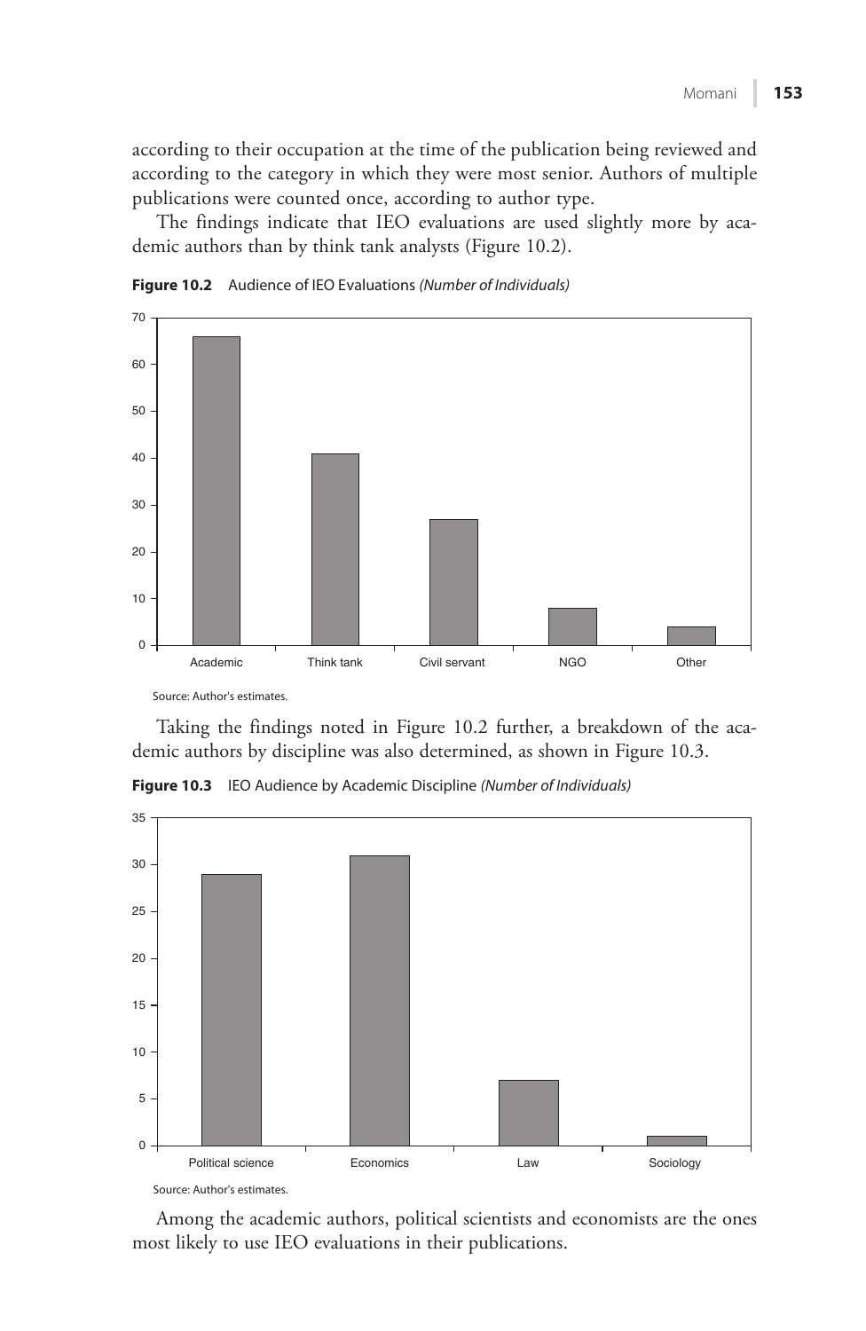according to their occupation at the time of the publication being reviewed and according to the category in which they were most senior. Authors of multiple publications were counted once, according to author type.

The findings indicate that IEO evaluations are used slightly more by academic authors than by think tank analysts (Figure 10.2).

**Figure 10.2** Audience of IEO Evaluations *(Number of Individuals)*

Source: Author's estimates.

Taking the findings noted in Figure 10.2 further, a breakdown of the academic authors by discipline was also determined, as shown in Figure 10.3.

**Figure 10.3** IEO Audience by Academic Discipline *(Number of Individuals)*

Source: Author's estimates.

Among the academic authors, political scientists and economists are the ones most likely to use IEO evaluations in their publications.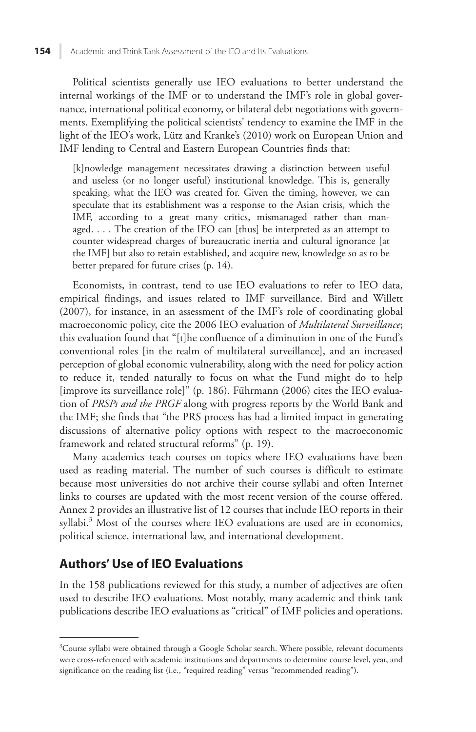Political scientists generally use IEO evaluations to better understand the internal workings of the IMF or to understand the IMF's role in global governance, international political economy, or bilateral debt negotiations with governments. Exemplifying the political scientists' tendency to examine the IMF in the light of the IEO's work, Lütz and Kranke's (2010) work on European Union and IMF lending to Central and Eastern European Countries finds that:

> [k]nowledge management necessitates drawing a distinction between useful and useless (or no longer useful) institutional knowledge. This is, generally speaking, what the IEO was created for. Given the timing, however, we can speculate that its establishment was a response to the Asian crisis, which the IMF, according to a great many critics, mismanaged rather than managed. . . . The creation of the IEO can [thus] be interpreted as an attempt to counter widespread charges of bureaucratic inertia and cultural ignorance [at the IMF] but also to retain established, and acquire new, knowledge so as to be better prepared for future crises (p. 14).

Economists, in contrast, tend to use IEO evaluations to refer to IEO data, empirical findings, and issues related to IMF surveillance. Bird and Willett (2007), for instance, in an assessment of the IMF's role of coordinating global macroeconomic policy, cite the 2006 IEO evaluation of *Multilateral Surveillance*; this evaluation found that "[t]he confluence of a diminution in one of the Fund's conventional roles [in the realm of multilateral surveillance], and an increased perception of global economic vulnerability, along with the need for policy action to reduce it, tended naturally to focus on what the Fund might do to help [improve its surveillance role]" (p. 186). Führmann (2006) cites the IEO evaluation of *PRSPs and the PRGF* along with progress reports by the World Bank and the IMF; she finds that "the PRS process has had a limited impact in generating discussions of alternative policy options with respect to the macroeconomic framework and related structural reforms" (p. 19).

Many academics teach courses on topics where IEO evaluations have been used as reading material. The number of such courses is difficult to estimate because most universities do not archive their course syllabi and often Internet links to courses are updated with the most recent version of the course offered. Annex 2 provides an illustrative list of 12 courses that include IEO reports in their syllabi.[3] Most of the courses where IEO evaluations are used are in economics, political science, international law, and international development.

## Authors' Use of IEO Evaluations

In the 158 publications reviewed for this study, a number of adjectives are often used to describe IEO evaluations. Most notably, many academic and think tank publications describe IEO evaluations as "critical" of IMF policies and operations.

---

[3]Course syllabi were obtained through a Google Scholar search. Where possible, relevant documents were cross-referenced with academic institutions and departments to determine course level, year, and significance on the reading list (i.e., "required reading" versus "recommended reading").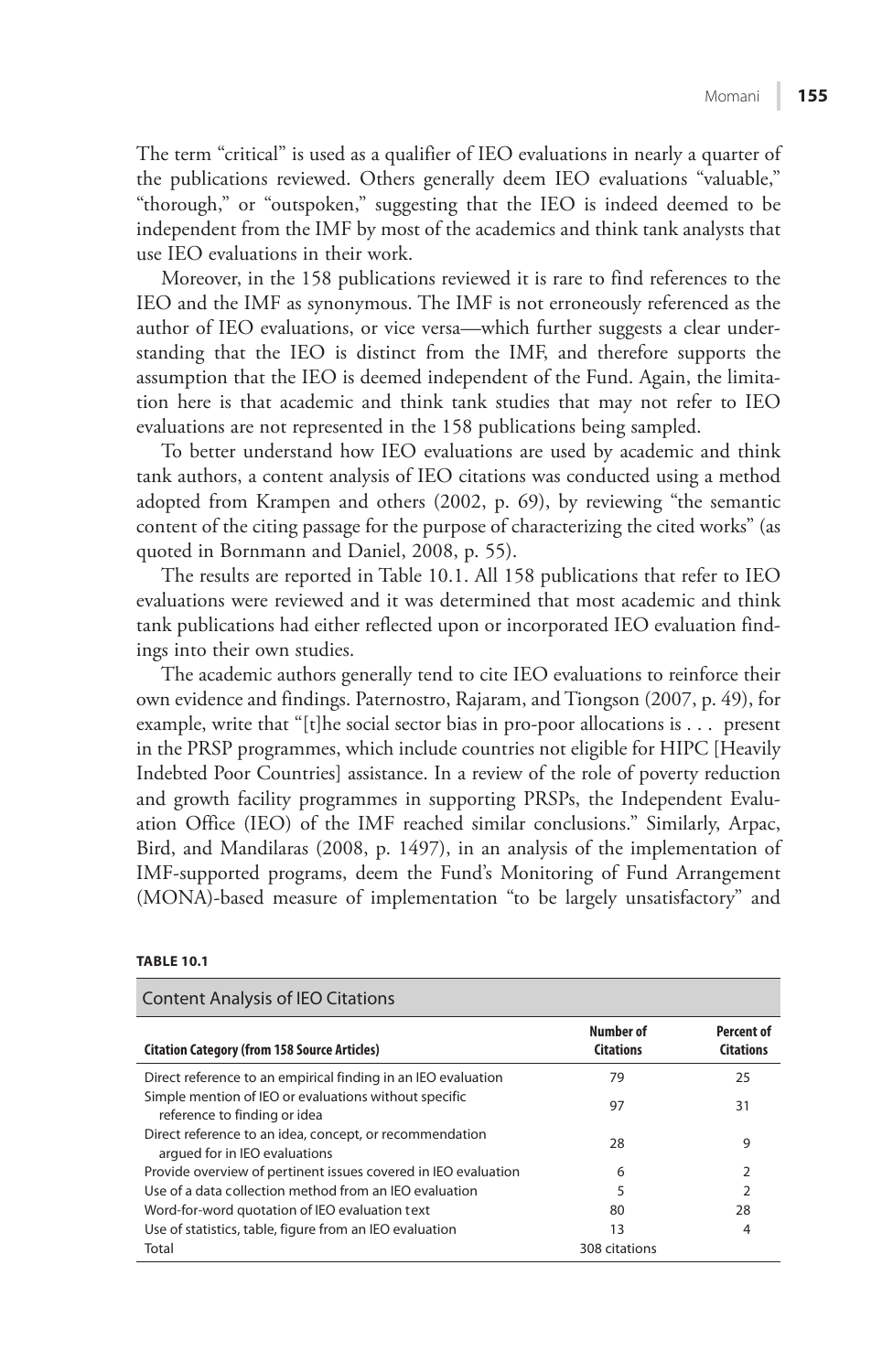The term "critical" is used as a qualifier of IEO evaluations in nearly a quarter of the publications reviewed. Others generally deem IEO evaluations "valuable," "thorough," or "outspoken," suggesting that the IEO is indeed deemed to be independent from the IMF by most of the academics and think tank analysts that use IEO evaluations in their work.

Moreover, in the 158 publications reviewed it is rare to find references to the IEO and the IMF as synonymous. The IMF is not erroneously referenced as the author of IEO evaluations, or vice versa—which further suggests a clear understanding that the IEO is distinct from the IMF, and therefore supports the assumption that the IEO is deemed independent of the Fund. Again, the limitation here is that academic and think tank studies that may not refer to IEO evaluations are not represented in the 158 publications being sampled.

To better understand how IEO evaluations are used by academic and think tank authors, a content analysis of IEO citations was conducted using a method adopted from Krampen and others (2002, p. 69), by reviewing "the semantic content of the citing passage for the purpose of characterizing the cited works" (as quoted in Bornmann and Daniel, 2008, p. 55).

The results are reported in Table 10.1. All 158 publications that refer to IEO evaluations were reviewed and it was determined that most academic and think tank publications had either reflected upon or incorporated IEO evaluation findings into their own studies.

The academic authors generally tend to cite IEO evaluations to reinforce their own evidence and findings. Paternostro, Rajaram, and Tiongson (2007, p. 49), for example, write that "[t]he social sector bias in pro-poor allocations is . . . present in the PRSP programmes, which include countries not eligible for HIPC [Heavily Indebted Poor Countries] assistance. In a review of the role of poverty reduction and growth facility programmes in supporting PRSPs, the Independent Evaluation Office (IEO) of the IMF reached similar conclusions." Similarly, Arpac, Bird, and Mandilaras (2008, p. 1497), in an analysis of the implementation of IMF-supported programs, deem the Fund's Monitoring of Fund Arrangement (MONA)-based measure of implementation "to be largely unsatisfactory" and

**TABLE 10.1**

Content Analysis of IEO Citations

| Citation Category (from 158 Source Articles) | Number of Citations | Percent of Citations |
|---|---|---|
| Direct reference to an empirical finding in an IEO evaluation | 79 | 25 |
| Simple mention of IEO or evaluations without specific reference to finding or idea | 97 | 31 |
| Direct reference to an idea, concept, or recommendation argued for in IEO evaluations | 28 | 9 |
| Provide overview of pertinent issues covered in IEO evaluation | 6 | 2 |
| Use of a data collection method from an IEO evaluation | 5 | 2 |
| Word-for-word quotation of IEO evaluation text | 80 | 28 |
| Use of statistics, table, figure from an IEO evaluation | 13 | 4 |
| Total | 308 citations | |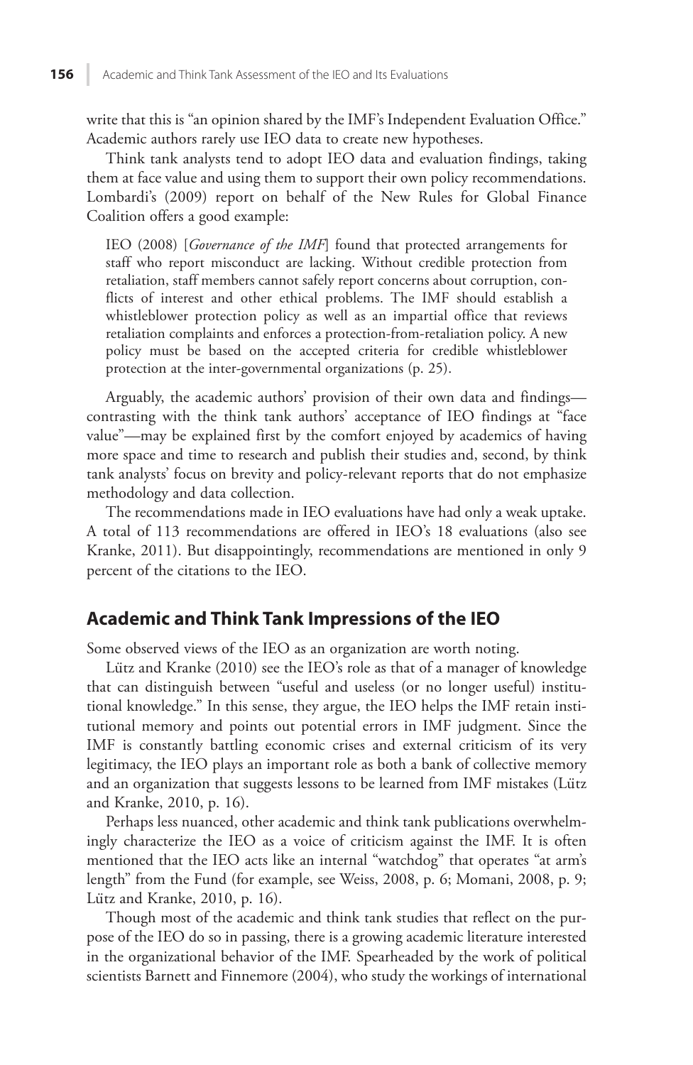write that this is "an opinion shared by the IMF's Independent Evaluation Office." Academic authors rarely use IEO data to create new hypotheses.

Think tank analysts tend to adopt IEO data and evaluation findings, taking them at face value and using them to support their own policy recommendations. Lombardi's (2009) report on behalf of the New Rules for Global Finance Coalition offers a good example:

> IEO (2008) [*Governance of the IMF*] found that protected arrangements for staff who report misconduct are lacking. Without credible protection from retaliation, staff members cannot safely report concerns about corruption, conflicts of interest and other ethical problems. The IMF should establish a whistleblower protection policy as well as an impartial office that reviews retaliation complaints and enforces a protection-from-retaliation policy. A new policy must be based on the accepted criteria for credible whistleblower protection at the inter-governmental organizations (p. 25).

Arguably, the academic authors' provision of their own data and findings—contrasting with the think tank authors' acceptance of IEO findings at "face value"—may be explained first by the comfort enjoyed by academics of having more space and time to research and publish their studies and, second, by think tank analysts' focus on brevity and policy-relevant reports that do not emphasize methodology and data collection.

The recommendations made in IEO evaluations have had only a weak uptake. A total of 113 recommendations are offered in IEO's 18 evaluations (also see Kranke, 2011). But disappointingly, recommendations are mentioned in only 9 percent of the citations to the IEO.

## Academic and Think Tank Impressions of the IEO

Some observed views of the IEO as an organization are worth noting.

Lütz and Kranke (2010) see the IEO's role as that of a manager of knowledge that can distinguish between "useful and useless (or no longer useful) institutional knowledge." In this sense, they argue, the IEO helps the IMF retain institutional memory and points out potential errors in IMF judgment. Since the IMF is constantly battling economic crises and external criticism of its very legitimacy, the IEO plays an important role as both a bank of collective memory and an organization that suggests lessons to be learned from IMF mistakes (Lütz and Kranke, 2010, p. 16).

Perhaps less nuanced, other academic and think tank publications overwhelmingly characterize the IEO as a voice of criticism against the IMF. It is often mentioned that the IEO acts like an internal "watchdog" that operates "at arm's length" from the Fund (for example, see Weiss, 2008, p. 6; Momani, 2008, p. 9; Lütz and Kranke, 2010, p. 16).

Though most of the academic and think tank studies that reflect on the purpose of the IEO do so in passing, there is a growing academic literature interested in the organizational behavior of the IMF. Spearheaded by the work of political scientists Barnett and Finnemore (2004), who study the workings of international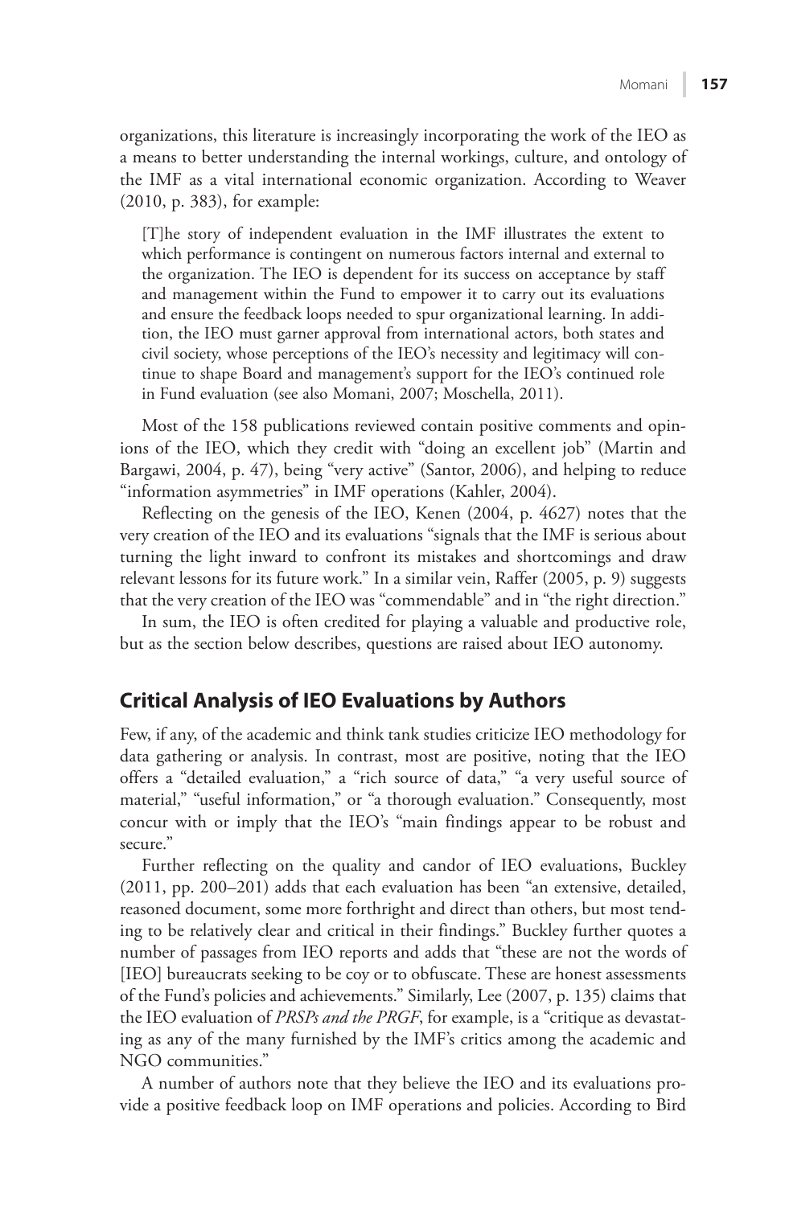organizations, this literature is increasingly incorporating the work of the IEO as a means to better understanding the internal workings, culture, and ontology of the IMF as a vital international economic organization. According to Weaver (2010, p. 383), for example:

> [T]he story of independent evaluation in the IMF illustrates the extent to which performance is contingent on numerous factors internal and external to the organization. The IEO is dependent for its success on acceptance by staff and management within the Fund to empower it to carry out its evaluations and ensure the feedback loops needed to spur organizational learning. In addition, the IEO must garner approval from international actors, both states and civil society, whose perceptions of the IEO's necessity and legitimacy will continue to shape Board and management's support for the IEO's continued role in Fund evaluation (see also Momani, 2007; Moschella, 2011).

Most of the 158 publications reviewed contain positive comments and opinions of the IEO, which they credit with "doing an excellent job" (Martin and Bargawi, 2004, p. 47), being "very active" (Santor, 2006), and helping to reduce "information asymmetries" in IMF operations (Kahler, 2004).

Reflecting on the genesis of the IEO, Kenen (2004, p. 4627) notes that the very creation of the IEO and its evaluations "signals that the IMF is serious about turning the light inward to confront its mistakes and shortcomings and draw relevant lessons for its future work." In a similar vein, Raffer (2005, p. 9) suggests that the very creation of the IEO was "commendable" and in "the right direction."

In sum, the IEO is often credited for playing a valuable and productive role, but as the section below describes, questions are raised about IEO autonomy.

## Critical Analysis of IEO Evaluations by Authors

Few, if any, of the academic and think tank studies criticize IEO methodology for data gathering or analysis. In contrast, most are positive, noting that the IEO offers a "detailed evaluation," a "rich source of data," "a very useful source of material," "useful information," or "a thorough evaluation." Consequently, most concur with or imply that the IEO's "main findings appear to be robust and secure."

Further reflecting on the quality and candor of IEO evaluations, Buckley (2011, pp. 200–201) adds that each evaluation has been "an extensive, detailed, reasoned document, some more forthright and direct than others, but most tending to be relatively clear and critical in their findings." Buckley further quotes a number of passages from IEO reports and adds that "these are not the words of [IEO] bureaucrats seeking to be coy or to obfuscate. These are honest assessments of the Fund's policies and achievements." Similarly, Lee (2007, p. 135) claims that the IEO evaluation of *PRSPs and the PRGF*, for example, is a "critique as devastating as any of the many furnished by the IMF's critics among the academic and NGO communities."

A number of authors note that they believe the IEO and its evaluations provide a positive feedback loop on IMF operations and policies. According to Bird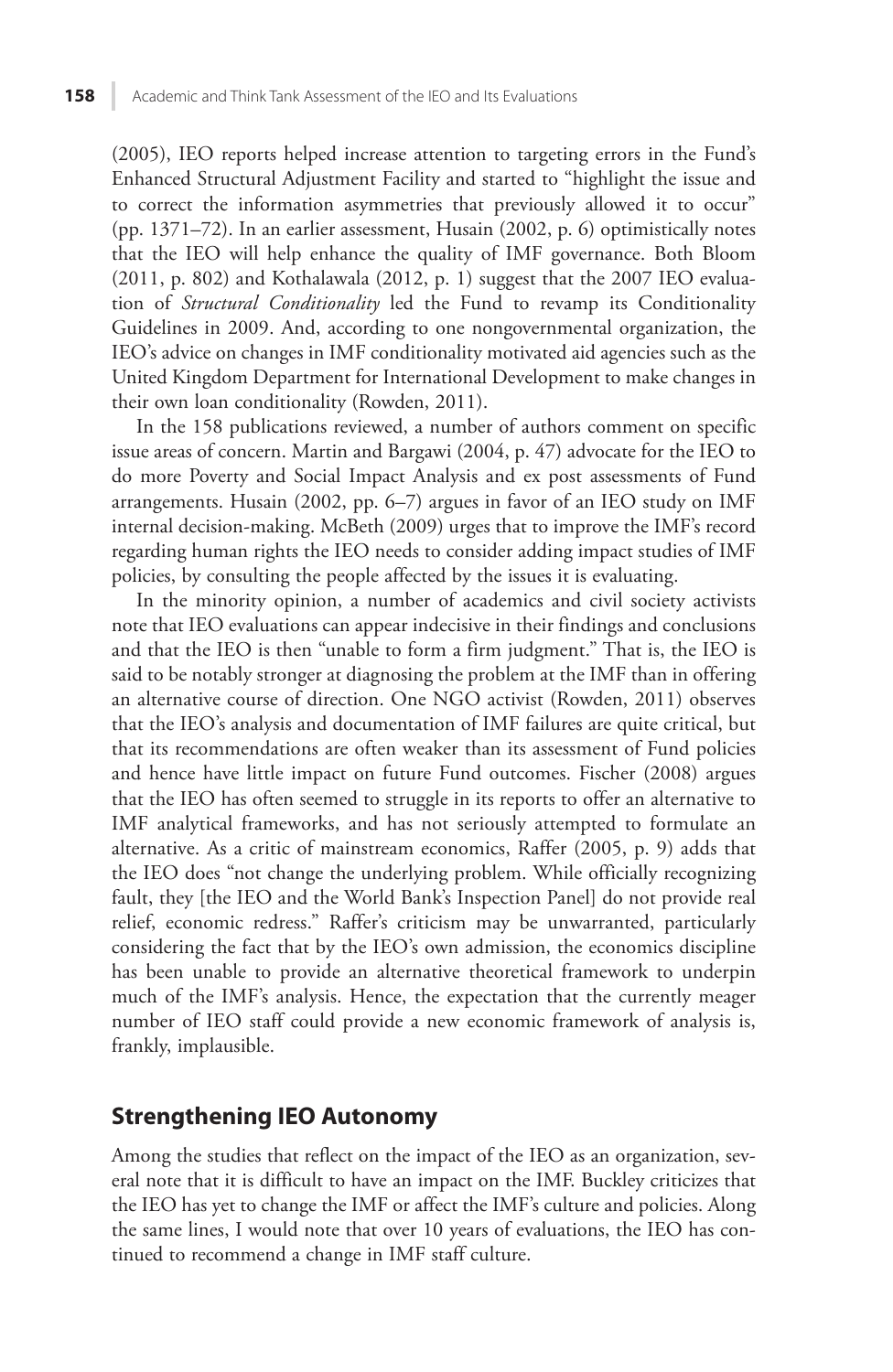(2005), IEO reports helped increase attention to targeting errors in the Fund's Enhanced Structural Adjustment Facility and started to "highlight the issue and to correct the information asymmetries that previously allowed it to occur" (pp. 1371–72). In an earlier assessment, Husain (2002, p. 6) optimistically notes that the IEO will help enhance the quality of IMF governance. Both Bloom (2011, p. 802) and Kothalawala (2012, p. 1) suggest that the 2007 IEO evaluation of *Structural Conditionality* led the Fund to revamp its Conditionality Guidelines in 2009. And, according to one nongovernmental organization, the IEO's advice on changes in IMF conditionality motivated aid agencies such as the United Kingdom Department for International Development to make changes in their own loan conditionality (Rowden, 2011).

In the 158 publications reviewed, a number of authors comment on specific issue areas of concern. Martin and Bargawi (2004, p. 47) advocate for the IEO to do more Poverty and Social Impact Analysis and ex post assessments of Fund arrangements. Husain (2002, pp. 6–7) argues in favor of an IEO study on IMF internal decision-making. McBeth (2009) urges that to improve the IMF's record regarding human rights the IEO needs to consider adding impact studies of IMF policies, by consulting the people affected by the issues it is evaluating.

In the minority opinion, a number of academics and civil society activists note that IEO evaluations can appear indecisive in their findings and conclusions and that the IEO is then "unable to form a firm judgment." That is, the IEO is said to be notably stronger at diagnosing the problem at the IMF than in offering an alternative course of direction. One NGO activist (Rowden, 2011) observes that the IEO's analysis and documentation of IMF failures are quite critical, but that its recommendations are often weaker than its assessment of Fund policies and hence have little impact on future Fund outcomes. Fischer (2008) argues that the IEO has often seemed to struggle in its reports to offer an alternative to IMF analytical frameworks, and has not seriously attempted to formulate an alternative. As a critic of mainstream economics, Raffer (2005, p. 9) adds that the IEO does "not change the underlying problem. While officially recognizing fault, they [the IEO and the World Bank's Inspection Panel] do not provide real relief, economic redress." Raffer's criticism may be unwarranted, particularly considering the fact that by the IEO's own admission, the economics discipline has been unable to provide an alternative theoretical framework to underpin much of the IMF's analysis. Hence, the expectation that the currently meager number of IEO staff could provide a new economic framework of analysis is, frankly, implausible.

## Strengthening IEO Autonomy

Among the studies that reflect on the impact of the IEO as an organization, several note that it is difficult to have an impact on the IMF. Buckley criticizes that the IEO has yet to change the IMF or affect the IMF's culture and policies. Along the same lines, I would note that over 10 years of evaluations, the IEO has continued to recommend a change in IMF staff culture.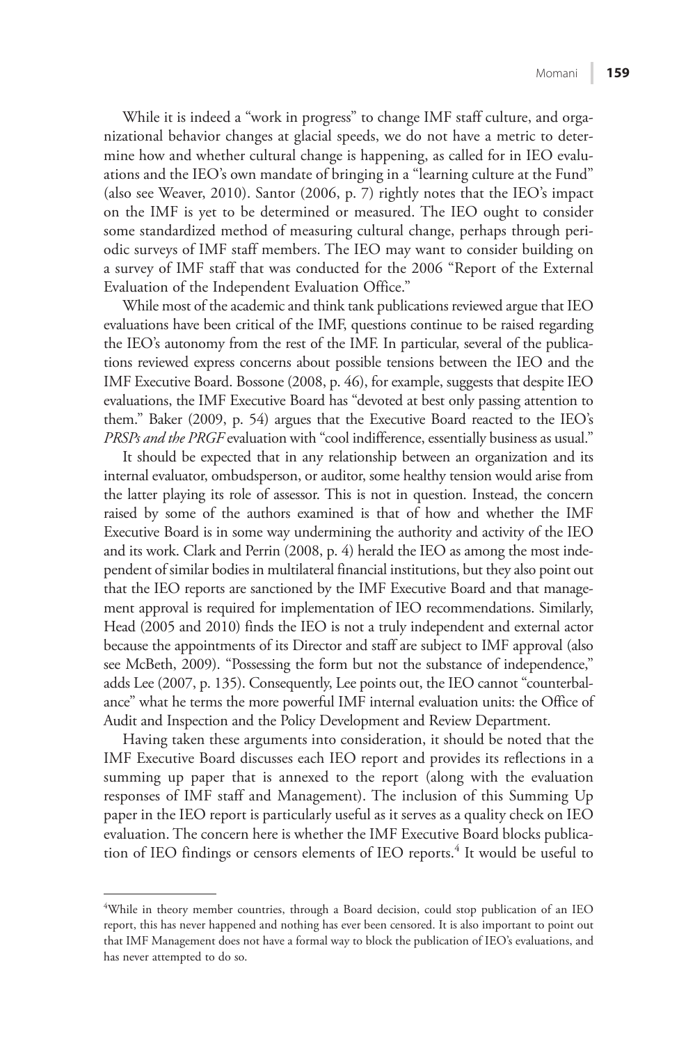While it is indeed a "work in progress" to change IMF staff culture, and organizational behavior changes at glacial speeds, we do not have a metric to determine how and whether cultural change is happening, as called for in IEO evaluations and the IEO's own mandate of bringing in a "learning culture at the Fund" (also see Weaver, 2010). Santor (2006, p. 7) rightly notes that the IEO's impact on the IMF is yet to be determined or measured. The IEO ought to consider some standardized method of measuring cultural change, perhaps through periodic surveys of IMF staff members. The IEO may want to consider building on a survey of IMF staff that was conducted for the 2006 "Report of the External Evaluation of the Independent Evaluation Office."

While most of the academic and think tank publications reviewed argue that IEO evaluations have been critical of the IMF, questions continue to be raised regarding the IEO's autonomy from the rest of the IMF. In particular, several of the publications reviewed express concerns about possible tensions between the IEO and the IMF Executive Board. Bossone (2008, p. 46), for example, suggests that despite IEO evaluations, the IMF Executive Board has "devoted at best only passing attention to them." Baker (2009, p. 54) argues that the Executive Board reacted to the IEO's *PRSPs and the PRGF* evaluation with "cool indifference, essentially business as usual."

It should be expected that in any relationship between an organization and its internal evaluator, ombudsperson, or auditor, some healthy tension would arise from the latter playing its role of assessor. This is not in question. Instead, the concern raised by some of the authors examined is that of how and whether the IMF Executive Board is in some way undermining the authority and activity of the IEO and its work. Clark and Perrin (2008, p. 4) herald the IEO as among the most independent of similar bodies in multilateral financial institutions, but they also point out that the IEO reports are sanctioned by the IMF Executive Board and that management approval is required for implementation of IEO recommendations. Similarly, Head (2005 and 2010) finds the IEO is not a truly independent and external actor because the appointments of its Director and staff are subject to IMF approval (also see McBeth, 2009). "Possessing the form but not the substance of independence," adds Lee (2007, p. 135). Consequently, Lee points out, the IEO cannot "counterbalance" what he terms the more powerful IMF internal evaluation units: the Office of Audit and Inspection and the Policy Development and Review Department.

Having taken these arguments into consideration, it should be noted that the IMF Executive Board discusses each IEO report and provides its reflections in a summing up paper that is annexed to the report (along with the evaluation responses of IMF staff and Management). The inclusion of this Summing Up paper in the IEO report is particularly useful as it serves as a quality check on IEO evaluation. The concern here is whether the IMF Executive Board blocks publication of IEO findings or censors elements of IEO reports.[4] It would be useful to

[4]While in theory member countries, through a Board decision, could stop publication of an IEO report, this has never happened and nothing has ever been censored. It is also important to point out that IMF Management does not have a formal way to block the publication of IEO's evaluations, and has never attempted to do so.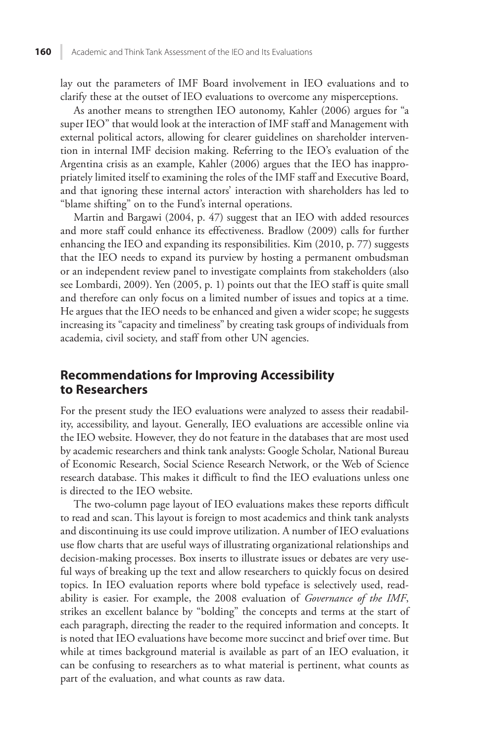lay out the parameters of IMF Board involvement in IEO evaluations and to clarify these at the outset of IEO evaluations to overcome any misperceptions.

As another means to strengthen IEO autonomy, Kahler (2006) argues for "a super IEO" that would look at the interaction of IMF staff and Management with external political actors, allowing for clearer guidelines on shareholder intervention in internal IMF decision making. Referring to the IEO's evaluation of the Argentina crisis as an example, Kahler (2006) argues that the IEO has inappropriately limited itself to examining the roles of the IMF staff and Executive Board, and that ignoring these internal actors' interaction with shareholders has led to "blame shifting" on to the Fund's internal operations.

Martin and Bargawi (2004, p. 47) suggest that an IEO with added resources and more staff could enhance its effectiveness. Bradlow (2009) calls for further enhancing the IEO and expanding its responsibilities. Kim (2010, p. 77) suggests that the IEO needs to expand its purview by hosting a permanent ombudsman or an independent review panel to investigate complaints from stakeholders (also see Lombardi, 2009). Yen (2005, p. 1) points out that the IEO staff is quite small and therefore can only focus on a limited number of issues and topics at a time. He argues that the IEO needs to be enhanced and given a wider scope; he suggests increasing its "capacity and timeliness" by creating task groups of individuals from academia, civil society, and staff from other UN agencies.

## Recommendations for Improving Accessibility to Researchers

For the present study the IEO evaluations were analyzed to assess their readability, accessibility, and layout. Generally, IEO evaluations are accessible online via the IEO website. However, they do not feature in the databases that are most used by academic researchers and think tank analysts: Google Scholar, National Bureau of Economic Research, Social Science Research Network, or the Web of Science research database. This makes it difficult to find the IEO evaluations unless one is directed to the IEO website.

The two-column page layout of IEO evaluations makes these reports difficult to read and scan. This layout is foreign to most academics and think tank analysts and discontinuing its use could improve utilization. A number of IEO evaluations use flow charts that are useful ways of illustrating organizational relationships and decision-making processes. Box inserts to illustrate issues or debates are very useful ways of breaking up the text and allow researchers to quickly focus on desired topics. In IEO evaluation reports where bold typeface is selectively used, readability is easier. For example, the 2008 evaluation of *Governance of the IMF*, strikes an excellent balance by "bolding" the concepts and terms at the start of each paragraph, directing the reader to the required information and concepts. It is noted that IEO evaluations have become more succinct and brief over time. But while at times background material is available as part of an IEO evaluation, it can be confusing to researchers as to what material is pertinent, what counts as part of the evaluation, and what counts as raw data.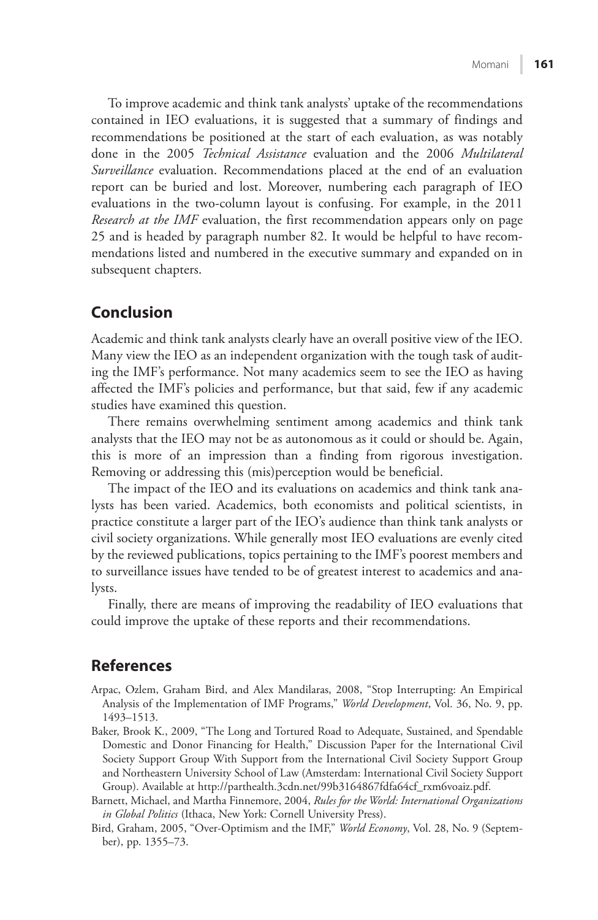To improve academic and think tank analysts' uptake of the recommendations contained in IEO evaluations, it is suggested that a summary of findings and recommendations be positioned at the start of each evaluation, as was notably done in the 2005 *Technical Assistance* evaluation and the 2006 *Multilateral Surveillance* evaluation. Recommendations placed at the end of an evaluation report can be buried and lost. Moreover, numbering each paragraph of IEO evaluations in the two-column layout is confusing. For example, in the 2011 *Research at the IMF* evaluation, the first recommendation appears only on page 25 and is headed by paragraph number 82. It would be helpful to have recommendations listed and numbered in the executive summary and expanded on in subsequent chapters.

## Conclusion

Academic and think tank analysts clearly have an overall positive view of the IEO. Many view the IEO as an independent organization with the tough task of auditing the IMF's performance. Not many academics seem to see the IEO as having affected the IMF's policies and performance, but that said, few if any academic studies have examined this question.

There remains overwhelming sentiment among academics and think tank analysts that the IEO may not be as autonomous as it could or should be. Again, this is more of an impression than a finding from rigorous investigation. Removing or addressing this (mis)perception would be beneficial.

The impact of the IEO and its evaluations on academics and think tank analysts has been varied. Academics, both economists and political scientists, in practice constitute a larger part of the IEO's audience than think tank analysts or civil society organizations. While generally most IEO evaluations are evenly cited by the reviewed publications, topics pertaining to the IMF's poorest members and to surveillance issues have tended to be of greatest interest to academics and analysts.

Finally, there are means of improving the readability of IEO evaluations that could improve the uptake of these reports and their recommendations.

## References

Arpac, Ozlem, Graham Bird, and Alex Mandilaras, 2008, "Stop Interrupting: An Empirical Analysis of the Implementation of IMF Programs," *World Development*, Vol. 36, No. 9, pp. 1493–1513.

Baker, Brook K., 2009, "The Long and Tortured Road to Adequate, Sustained, and Spendable Domestic and Donor Financing for Health," Discussion Paper for the International Civil Society Support Group With Support from the International Civil Society Support Group and Northeastern University School of Law (Amsterdam: International Civil Society Support Group). Available at http://parthealth.3cdn.net/99b3164867fdfa64cf_rxm6voaiz.pdf.

Barnett, Michael, and Martha Finnemore, 2004, *Rules for the World: International Organizations in Global Politics* (Ithaca, New York: Cornell University Press).

Bird, Graham, 2005, "Over-Optimism and the IMF," *World Economy*, Vol. 28, No. 9 (September), pp. 1355–73.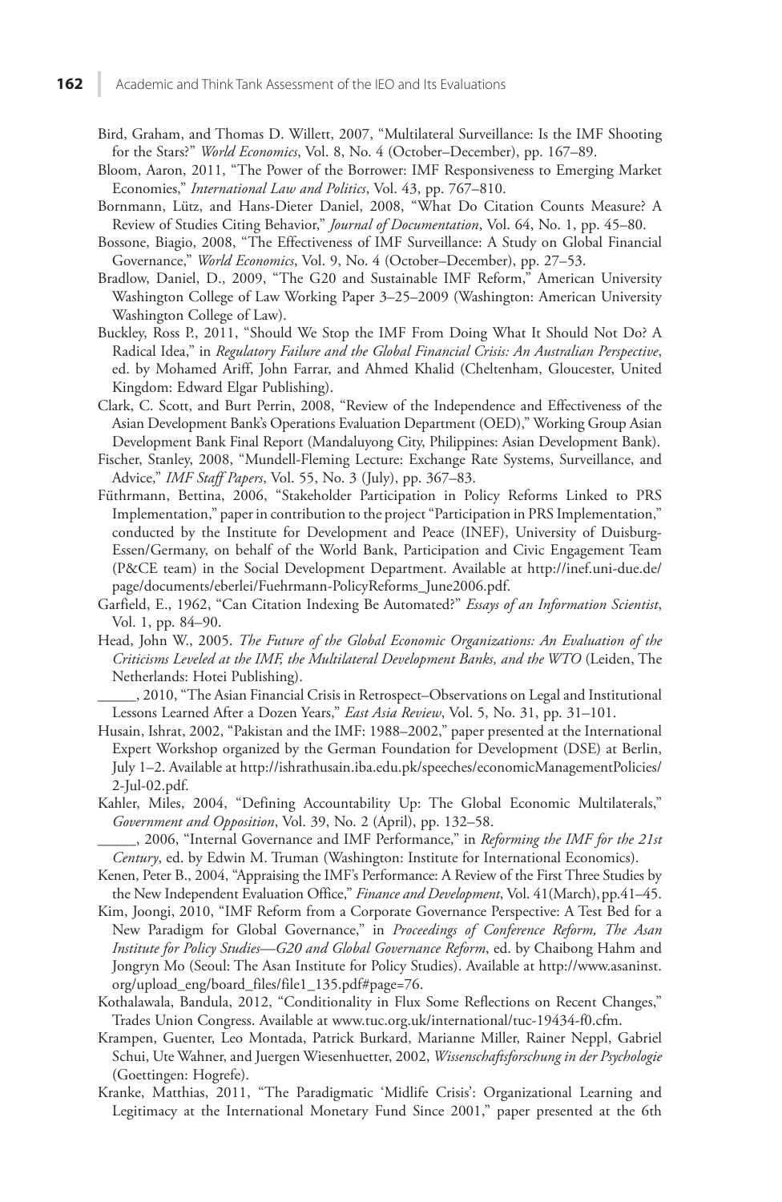Bird, Graham, and Thomas D. Willett, 2007, "Multilateral Surveillance: Is the IMF Shooting for the Stars?" *World Economics*, Vol. 8, No. 4 (October–December), pp. 167–89.

Bloom, Aaron, 2011, "The Power of the Borrower: IMF Responsiveness to Emerging Market Economies," *International Law and Politics*, Vol. 43, pp. 767–810.

Bornmann, Lütz, and Hans-Dieter Daniel, 2008, "What Do Citation Counts Measure? A Review of Studies Citing Behavior," *Journal of Documentation*, Vol. 64, No. 1, pp. 45–80.

Bossone, Biagio, 2008, "The Effectiveness of IMF Surveillance: A Study on Global Financial Governance," *World Economics*, Vol. 9, No. 4 (October–December), pp. 27–53.

Bradlow, Daniel, D., 2009, "The G20 and Sustainable IMF Reform," American University Washington College of Law Working Paper 3–25–2009 (Washington: American University Washington College of Law).

Buckley, Ross P., 2011, "Should We Stop the IMF From Doing What It Should Not Do? A Radical Idea," in *Regulatory Failure and the Global Financial Crisis: An Australian Perspective*, ed. by Mohamed Ariff, John Farrar, and Ahmed Khalid (Cheltenham, Gloucester, United Kingdom: Edward Elgar Publishing).

Clark, C. Scott, and Burt Perrin, 2008, "Review of the Independence and Effectiveness of the Asian Development Bank's Operations Evaluation Department (OED)," Working Group Asian Development Bank Final Report (Mandaluyong City, Philippines: Asian Development Bank).

Fischer, Stanley, 2008, "Mundell-Fleming Lecture: Exchange Rate Systems, Surveillance, and Advice," *IMF Staff Papers*, Vol. 55, No. 3 (July), pp. 367–83.

Füthrmann, Bettina, 2006, "Stakeholder Participation in Policy Reforms Linked to PRS Implementation," paper in contribution to the project "Participation in PRS Implementation," conducted by the Institute for Development and Peace (INEF), University of Duisburg-Essen/Germany, on behalf of the World Bank, Participation and Civic Engagement Team (P&CE team) in the Social Development Department. Available at http://inef.uni-due.de/page/documents/eberlei/Fuehrmann-PolicyReforms_June2006.pdf.

Garfield, E., 1962, "Can Citation Indexing Be Automated?" *Essays of an Information Scientist*, Vol. 1, pp. 84–90.

Head, John W., 2005. *The Future of the Global Economic Organizations: An Evaluation of the Criticisms Leveled at the IMF, the Multilateral Development Banks, and the WTO* (Leiden, The Netherlands: Hotei Publishing).

_____, 2010, "The Asian Financial Crisis in Retrospect–Observations on Legal and Institutional Lessons Learned After a Dozen Years," *East Asia Review*, Vol. 5, No. 31, pp. 31–101.

Husain, Ishrat, 2002, "Pakistan and the IMF: 1988–2002," paper presented at the International Expert Workshop organized by the German Foundation for Development (DSE) at Berlin, July 1–2. Available at http://ishrathusain.iba.edu.pk/speeches/economicManagementPolicies/2-Jul-02.pdf.

Kahler, Miles, 2004, "Defining Accountability Up: The Global Economic Multilaterals," *Government and Opposition*, Vol. 39, No. 2 (April), pp. 132–58.

_____, 2006, "Internal Governance and IMF Performance," in *Reforming the IMF for the 21st Century*, ed. by Edwin M. Truman (Washington: Institute for International Economics).

Kenen, Peter B., 2004, "Appraising the IMF's Performance: A Review of the First Three Studies by the New Independent Evaluation Office," *Finance and Development*, Vol. 41(March), pp.41–45.

Kim, Joongi, 2010, "IMF Reform from a Corporate Governance Perspective: A Test Bed for a New Paradigm for Global Governance," in *Proceedings of Conference Reform, The Asan Institute for Policy Studies—G20 and Global Governance Reform*, ed. by Chaibong Hahm and Jongryn Mo (Seoul: The Asan Institute for Policy Studies). Available at http://www.asaninst.org/upload_eng/board_files/file1_135.pdf#page=76.

Kothalawala, Bandula, 2012, "Conditionality in Flux Some Reflections on Recent Changes," Trades Union Congress. Available at www.tuc.org.uk/international/tuc-19434-f0.cfm.

Krampen, Guenter, Leo Montada, Patrick Burkard, Marianne Miller, Rainer Neppl, Gabriel Schui, Ute Wahner, and Juergen Wiesenhuetter, 2002, *Wissenschaftsforschung in der Psychologie* (Goettingen: Hogrefe).

Kranke, Matthias, 2011, "The Paradigmatic 'Midlife Crisis': Organizational Learning and Legitimacy at the International Monetary Fund Since 2001," paper presented at the 6th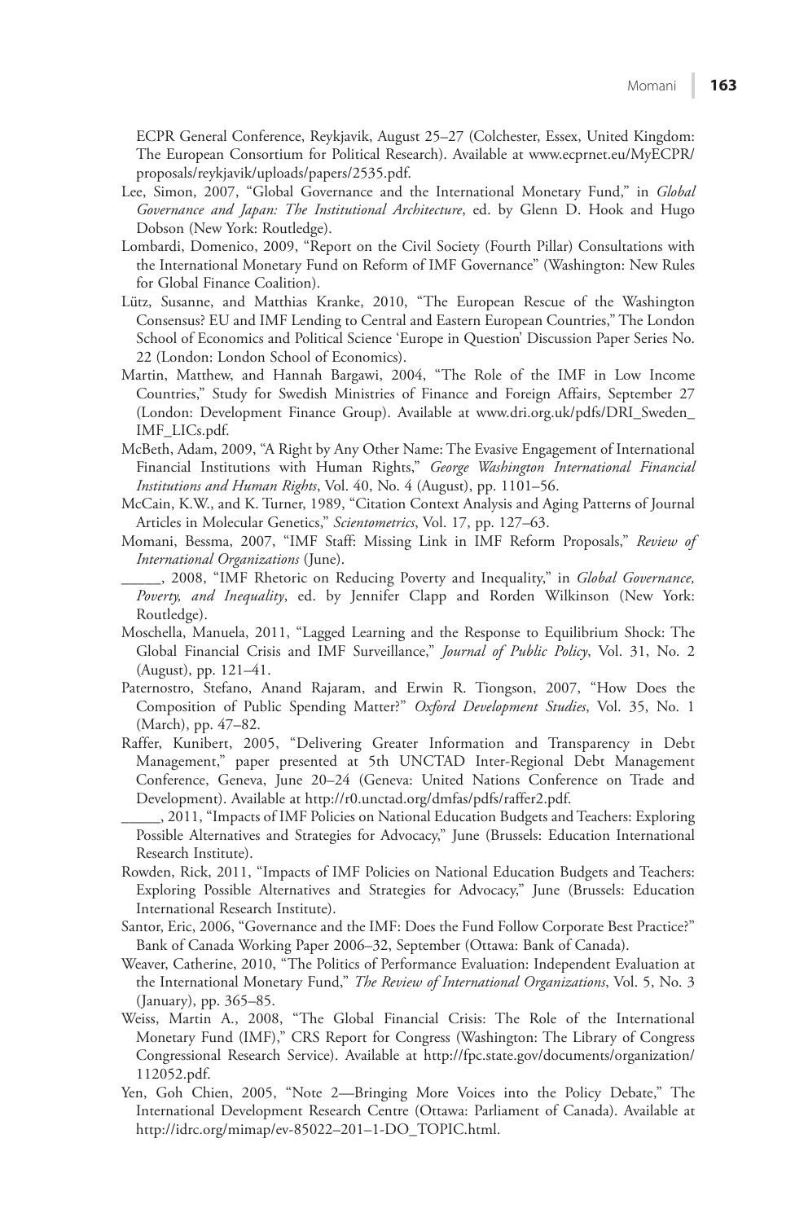ECPR General Conference, Reykjavik, August 25–27 (Colchester, Essex, United Kingdom: The European Consortium for Political Research). Available at www.ecprnet.eu/MyECPR/proposals/reykjavik/uploads/papers/2535.pdf.

Lee, Simon, 2007, "Global Governance and the International Monetary Fund," in *Global Governance and Japan: The Institutional Architecture*, ed. by Glenn D. Hook and Hugo Dobson (New York: Routledge).

Lombardi, Domenico, 2009, "Report on the Civil Society (Fourth Pillar) Consultations with the International Monetary Fund on Reform of IMF Governance" (Washington: New Rules for Global Finance Coalition).

Lütz, Susanne, and Matthias Kranke, 2010, "The European Rescue of the Washington Consensus? EU and IMF Lending to Central and Eastern European Countries," The London School of Economics and Political Science 'Europe in Question' Discussion Paper Series No. 22 (London: London School of Economics).

Martin, Matthew, and Hannah Bargawi, 2004, "The Role of the IMF in Low Income Countries," Study for Swedish Ministries of Finance and Foreign Affairs, September 27 (London: Development Finance Group). Available at www.dri.org.uk/pdfs/DRI_Sweden_IMF_LICs.pdf.

McBeth, Adam, 2009, "A Right by Any Other Name: The Evasive Engagement of International Financial Institutions with Human Rights," *George Washington International Financial Institutions and Human Rights*, Vol. 40, No. 4 (August), pp. 1101–56.

McCain, K.W., and K. Turner, 1989, "Citation Context Analysis and Aging Patterns of Journal Articles in Molecular Genetics," *Scientometrics*, Vol. 17, pp. 127–63.

Momani, Bessma, 2007, "IMF Staff: Missing Link in IMF Reform Proposals," *Review of International Organizations* (June).

_____, 2008, "IMF Rhetoric on Reducing Poverty and Inequality," in *Global Governance, Poverty, and Inequality*, ed. by Jennifer Clapp and Rorden Wilkinson (New York: Routledge).

Moschella, Manuela, 2011, "Lagged Learning and the Response to Equilibrium Shock: The Global Financial Crisis and IMF Surveillance," *Journal of Public Policy*, Vol. 31, No. 2 (August), pp. 121–41.

Paternostro, Stefano, Anand Rajaram, and Erwin R. Tiongson, 2007, "How Does the Composition of Public Spending Matter?" *Oxford Development Studies*, Vol. 35, No. 1 (March), pp. 47–82.

Raffer, Kunibert, 2005, "Delivering Greater Information and Transparency in Debt Management," paper presented at 5th UNCTAD Inter-Regional Debt Management Conference, Geneva, June 20–24 (Geneva: United Nations Conference on Trade and Development). Available at http://r0.unctad.org/dmfas/pdfs/raffer2.pdf.

_____, 2011, "Impacts of IMF Policies on National Education Budgets and Teachers: Exploring Possible Alternatives and Strategies for Advocacy," June (Brussels: Education International Research Institute).

Rowden, Rick, 2011, "Impacts of IMF Policies on National Education Budgets and Teachers: Exploring Possible Alternatives and Strategies for Advocacy," June (Brussels: Education International Research Institute).

Santor, Eric, 2006, "Governance and the IMF: Does the Fund Follow Corporate Best Practice?" Bank of Canada Working Paper 2006–32, September (Ottawa: Bank of Canada).

Weaver, Catherine, 2010, "The Politics of Performance Evaluation: Independent Evaluation at the International Monetary Fund," *The Review of International Organizations*, Vol. 5, No. 3 (January), pp. 365–85.

Weiss, Martin A., 2008, "The Global Financial Crisis: The Role of the International Monetary Fund (IMF)," CRS Report for Congress (Washington: The Library of Congress Congressional Research Service). Available at http://fpc.state.gov/documents/organization/112052.pdf.

Yen, Goh Chien, 2005, "Note 2—Bringing More Voices into the Policy Debate," The International Development Research Centre (Ottawa: Parliament of Canada). Available at http://idrc.org/mimap/ev-85022–201–1-DO_TOPIC.html.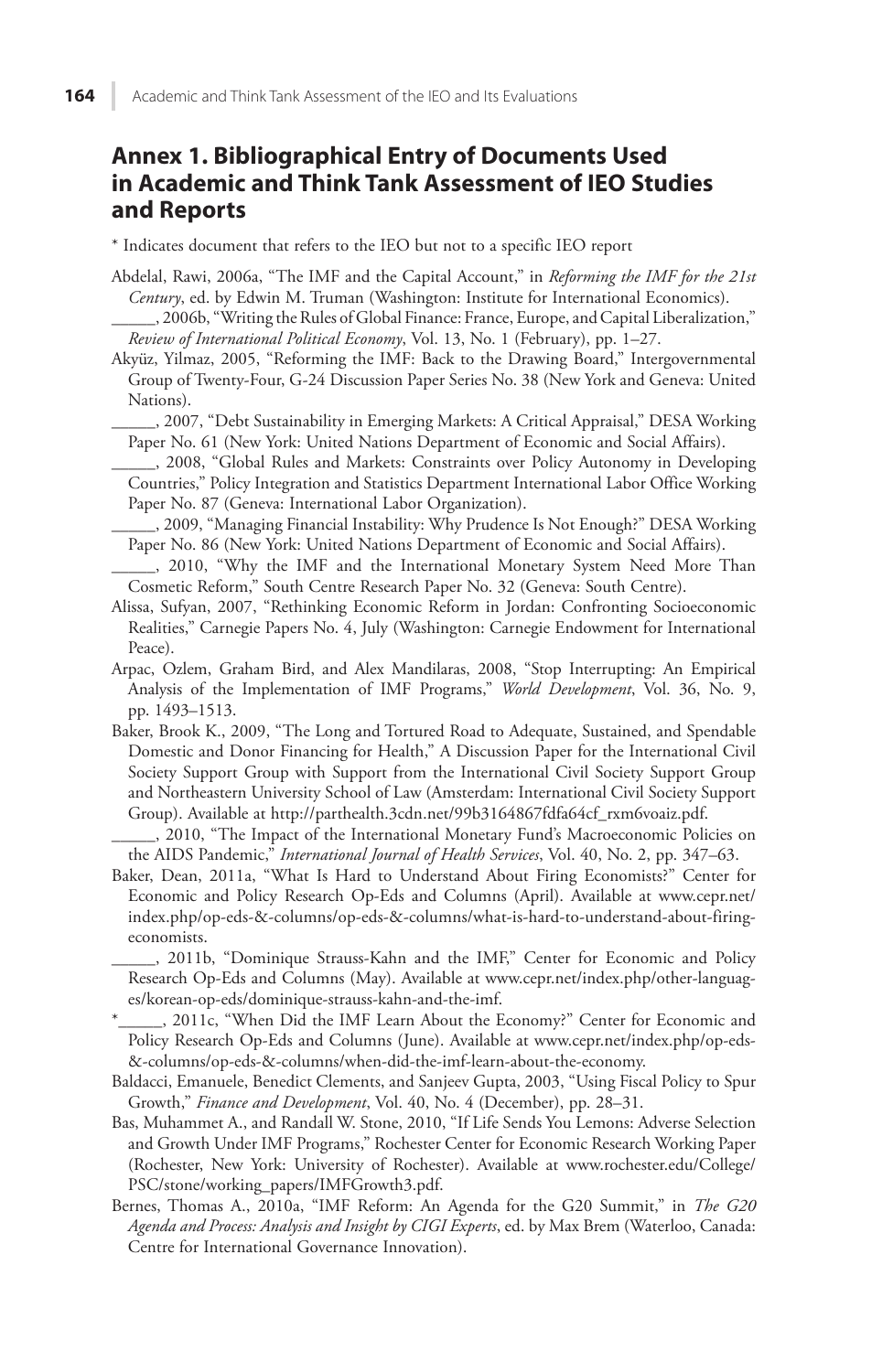## Annex 1. Bibliographical Entry of Documents Used in Academic and Think Tank Assessment of IEO Studies and Reports

* Indicates document that refers to the IEO but not to a specific IEO report

Abdelal, Rawi, 2006a, "The IMF and the Capital Account," in *Reforming the IMF for the 21st Century*, ed. by Edwin M. Truman (Washington: Institute for International Economics).

_____, 2006b, "Writing the Rules of Global Finance: France, Europe, and Capital Liberalization," *Review of International Political Economy*, Vol. 13, No. 1 (February), pp. 1–27.

Akyüz, Yilmaz, 2005, "Reforming the IMF: Back to the Drawing Board," Intergovernmental Group of Twenty-Four, G-24 Discussion Paper Series No. 38 (New York and Geneva: United Nations).

_____, 2007, "Debt Sustainability in Emerging Markets: A Critical Appraisal," DESA Working Paper No. 61 (New York: United Nations Department of Economic and Social Affairs).

_____, 2008, "Global Rules and Markets: Constraints over Policy Autonomy in Developing Countries," Policy Integration and Statistics Department International Labor Office Working Paper No. 87 (Geneva: International Labor Organization).

_____, 2009, "Managing Financial Instability: Why Prudence Is Not Enough?" DESA Working Paper No. 86 (New York: United Nations Department of Economic and Social Affairs).

_____, 2010, "Why the IMF and the International Monetary System Need More Than Cosmetic Reform," South Centre Research Paper No. 32 (Geneva: South Centre).

Alissa, Sufyan, 2007, "Rethinking Economic Reform in Jordan: Confronting Socioeconomic Realities," Carnegie Papers No. 4, July (Washington: Carnegie Endowment for International Peace).

Arpac, Ozlem, Graham Bird, and Alex Mandilaras, 2008, "Stop Interrupting: An Empirical Analysis of the Implementation of IMF Programs," *World Development*, Vol. 36, No. 9, pp. 1493–1513.

Baker, Brook K., 2009, "The Long and Tortured Road to Adequate, Sustained, and Spendable Domestic and Donor Financing for Health," A Discussion Paper for the International Civil Society Support Group with Support from the International Civil Society Support Group and Northeastern University School of Law (Amsterdam: International Civil Society Support Group). Available at http://parthealth.3cdn.net/99b3164867fdfa64cf_rxm6voaiz.pdf.

_____, 2010, "The Impact of the International Monetary Fund's Macroeconomic Policies on the AIDS Pandemic," *International Journal of Health Services*, Vol. 40, No. 2, pp. 347–63.

Baker, Dean, 2011a, "What Is Hard to Understand About Firing Economists?" Center for Economic and Policy Research Op-Eds and Columns (April). Available at www.cepr.net/index.php/op-eds-&-columns/op-eds-&-columns/what-is-hard-to-understand-about-firing-economists.

_____, 2011b, "Dominique Strauss-Kahn and the IMF," Center for Economic and Policy Research Op-Eds and Columns (May). Available at www.cepr.net/index.php/other-languages/korean-op-eds/dominique-strauss-kahn-and-the-imf.

*_____, 2011c, "When Did the IMF Learn About the Economy?" Center for Economic and Policy Research Op-Eds and Columns (June). Available at www.cepr.net/index.php/op-eds-&-columns/op-eds-&-columns/when-did-the-imf-learn-about-the-economy.

Baldacci, Emanuele, Benedict Clements, and Sanjeev Gupta, 2003, "Using Fiscal Policy to Spur Growth," *Finance and Development*, Vol. 40, No. 4 (December), pp. 28–31.

Bas, Muhammet A., and Randall W. Stone, 2010, "If Life Sends You Lemons: Adverse Selection and Growth Under IMF Programs," Rochester Center for Economic Research Working Paper (Rochester, New York: University of Rochester). Available at www.rochester.edu/College/PSC/stone/working_papers/IMFGrowth3.pdf.

Bernes, Thomas A., 2010a, "IMF Reform: An Agenda for the G20 Summit," in *The G20 Agenda and Process: Analysis and Insight by CIGI Experts*, ed. by Max Brem (Waterloo, Canada: Centre for International Governance Innovation).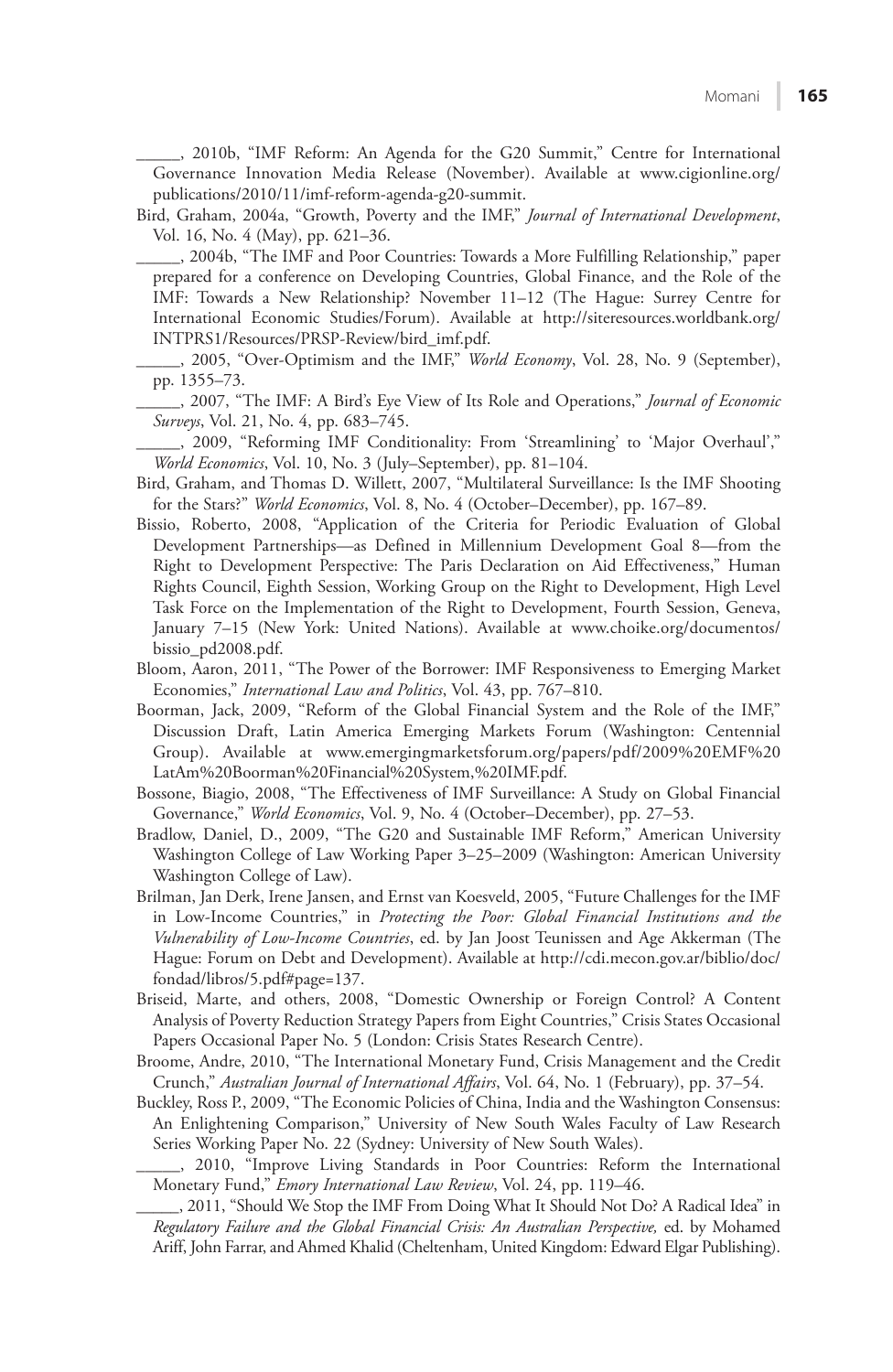_____, 2010b, "IMF Reform: An Agenda for the G20 Summit," Centre for International Governance Innovation Media Release (November). Available at www.cigionline.org/publications/2010/11/imf-reform-agenda-g20-summit.

Bird, Graham, 2004a, "Growth, Poverty and the IMF," *Journal of International Development*, Vol. 16, No. 4 (May), pp. 621–36.

_____, 2004b, "The IMF and Poor Countries: Towards a More Fulfilling Relationship," paper prepared for a conference on Developing Countries, Global Finance, and the Role of the IMF: Towards a New Relationship? November 11–12 (The Hague: Surrey Centre for International Economic Studies/Forum). Available at http://siteresources.worldbank.org/INTPRS1/Resources/PRSP-Review/bird_imf.pdf.

_____, 2005, "Over-Optimism and the IMF," *World Economy*, Vol. 28, No. 9 (September), pp. 1355–73.

_____, 2007, "The IMF: A Bird's Eye View of Its Role and Operations," *Journal of Economic Surveys*, Vol. 21, No. 4, pp. 683–745.

_____, 2009, "Reforming IMF Conditionality: From 'Streamlining' to 'Major Overhaul'," *World Economics*, Vol. 10, No. 3 (July–September), pp. 81–104.

Bird, Graham, and Thomas D. Willett, 2007, "Multilateral Surveillance: Is the IMF Shooting for the Stars?" *World Economics*, Vol. 8, No. 4 (October–December), pp. 167–89.

Bissio, Roberto, 2008, "Application of the Criteria for Periodic Evaluation of Global Development Partnerships—as Defined in Millennium Development Goal 8—from the Right to Development Perspective: The Paris Declaration on Aid Effectiveness," Human Rights Council, Eighth Session, Working Group on the Right to Development, High Level Task Force on the Implementation of the Right to Development, Fourth Session, Geneva, January 7–15 (New York: United Nations). Available at www.choike.org/documentos/bissio_pd2008.pdf.

Bloom, Aaron, 2011, "The Power of the Borrower: IMF Responsiveness to Emerging Market Economies," *International Law and Politics*, Vol. 43, pp. 767–810.

Boorman, Jack, 2009, "Reform of the Global Financial System and the Role of the IMF," Discussion Draft, Latin America Emerging Markets Forum (Washington: Centennial Group). Available at www.emergingmarketsforum.org/papers/pdf/2009%20EMF%20LatAm%20Boorman%20Financial%20System,%20IMF.pdf.

Bossone, Biagio, 2008, "The Effectiveness of IMF Surveillance: A Study on Global Financial Governance," *World Economics*, Vol. 9, No. 4 (October–December), pp. 27–53.

Bradlow, Daniel, D., 2009, "The G20 and Sustainable IMF Reform," American University Washington College of Law Working Paper 3–25–2009 (Washington: American University Washington College of Law).

Brilman, Jan Derk, Irene Jansen, and Ernst van Koesveld, 2005, "Future Challenges for the IMF in Low-Income Countries," in *Protecting the Poor: Global Financial Institutions and the Vulnerability of Low-Income Countries*, ed. by Jan Joost Teunissen and Age Akkerman (The Hague: Forum on Debt and Development). Available at http://cdi.mecon.gov.ar/biblio/doc/fondad/libros/5.pdf#page=137.

Briseid, Marte, and others, 2008, "Domestic Ownership or Foreign Control? A Content Analysis of Poverty Reduction Strategy Papers from Eight Countries," Crisis States Occasional Papers Occasional Paper No. 5 (London: Crisis States Research Centre).

Broome, Andre, 2010, "The International Monetary Fund, Crisis Management and the Credit Crunch," *Australian Journal of International Affairs*, Vol. 64, No. 1 (February), pp. 37–54.

Buckley, Ross P., 2009, "The Economic Policies of China, India and the Washington Consensus: An Enlightening Comparison," University of New South Wales Faculty of Law Research Series Working Paper No. 22 (Sydney: University of New South Wales).

_____, 2010, "Improve Living Standards in Poor Countries: Reform the International Monetary Fund," *Emory International Law Review*, Vol. 24, pp. 119–46.

_____, 2011, "Should We Stop the IMF From Doing What It Should Not Do? A Radical Idea" in *Regulatory Failure and the Global Financial Crisis: An Australian Perspective,* ed. by Mohamed Ariff, John Farrar, and Ahmed Khalid (Cheltenham, United Kingdom: Edward Elgar Publishing).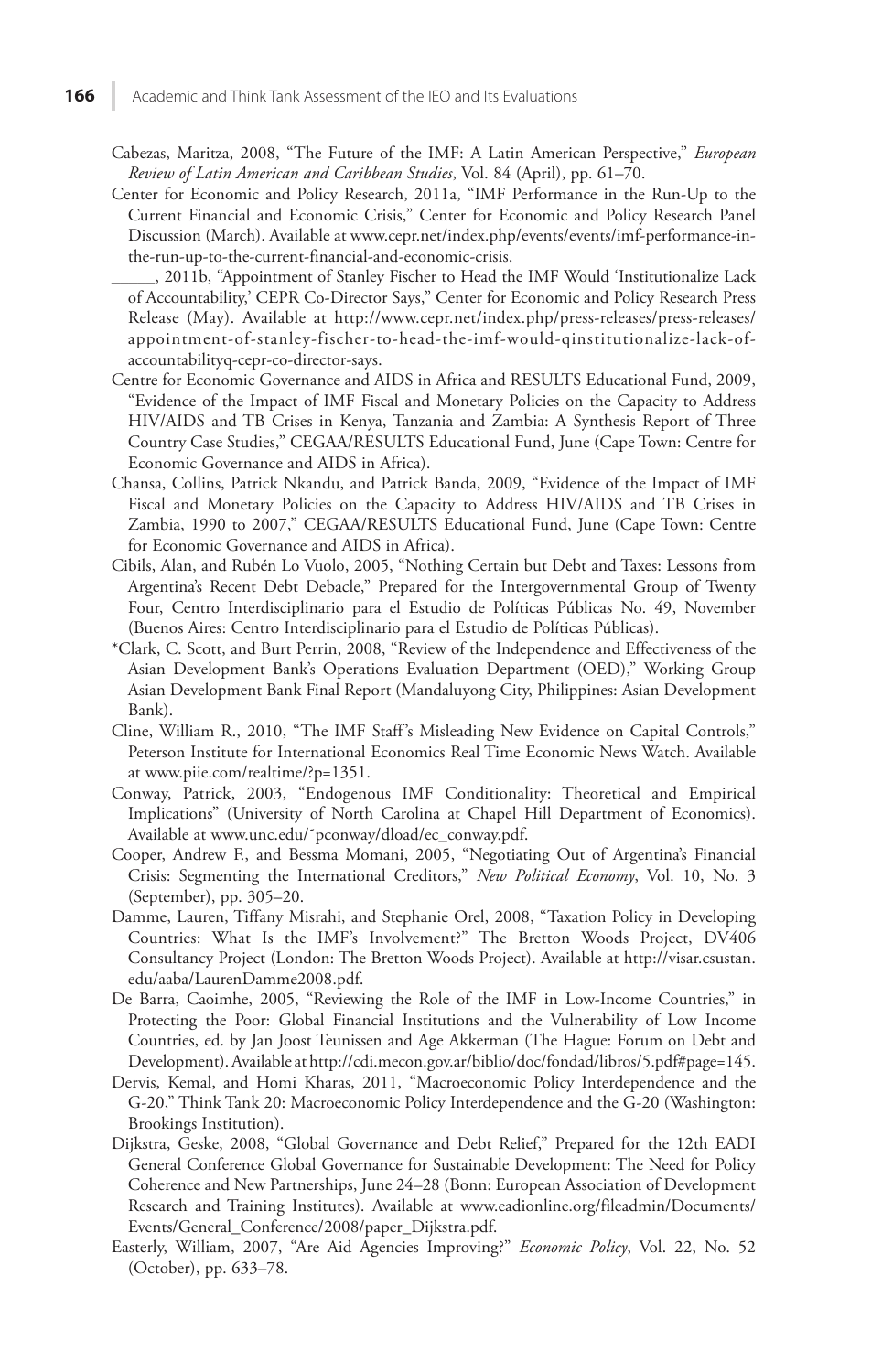Cabezas, Maritza, 2008, "The Future of the IMF: A Latin American Perspective," *European Review of Latin American and Caribbean Studies*, Vol. 84 (April), pp. 61–70.

Center for Economic and Policy Research, 2011a, "IMF Performance in the Run-Up to the Current Financial and Economic Crisis," Center for Economic and Policy Research Panel Discussion (March). Available at www.cepr.net/index.php/events/events/imf-performance-in-the-run-up-to-the-current-financial-and-economic-crisis.

_____, 2011b, "Appointment of Stanley Fischer to Head the IMF Would 'Institutionalize Lack of Accountability,' CEPR Co-Director Says," Center for Economic and Policy Research Press Release (May). Available at http://www.cepr.net/index.php/press-releases/press-releases/appointment-of-stanley-fischer-to-head-the-imf-would-qinstitutionalize-lack-of-accountabilityq-cepr-co-director-says.

Centre for Economic Governance and AIDS in Africa and RESULTS Educational Fund, 2009, "Evidence of the Impact of IMF Fiscal and Monetary Policies on the Capacity to Address HIV/AIDS and TB Crises in Kenya, Tanzania and Zambia: A Synthesis Report of Three Country Case Studies," CEGAA/RESULTS Educational Fund, June (Cape Town: Centre for Economic Governance and AIDS in Africa).

Chansa, Collins, Patrick Nkandu, and Patrick Banda, 2009, "Evidence of the Impact of IMF Fiscal and Monetary Policies on the Capacity to Address HIV/AIDS and TB Crises in Zambia, 1990 to 2007," CEGAA/RESULTS Educational Fund, June (Cape Town: Centre for Economic Governance and AIDS in Africa).

Cibils, Alan, and Rubén Lo Vuolo, 2005, "Nothing Certain but Debt and Taxes: Lessons from Argentina's Recent Debt Debacle," Prepared for the Intergovernmental Group of Twenty Four, Centro Interdisciplinario para el Estudio de Políticas Públicas No. 49, November (Buenos Aires: Centro Interdisciplinario para el Estudio de Políticas Públicas).

*Clark, C. Scott, and Burt Perrin, 2008, "Review of the Independence and Effectiveness of the Asian Development Bank's Operations Evaluation Department (OED)," Working Group Asian Development Bank Final Report (Mandaluyong City, Philippines: Asian Development Bank).

Cline, William R., 2010, "The IMF Staff's Misleading New Evidence on Capital Controls," Peterson Institute for International Economics Real Time Economic News Watch. Available at www.piie.com/realtime/?p=1351.

Conway, Patrick, 2003, "Endogenous IMF Conditionality: Theoretical and Empirical Implications" (University of North Carolina at Chapel Hill Department of Economics). Available at www.unc.edu/˜pconway/dload/ec_conway.pdf.

Cooper, Andrew F., and Bessma Momani, 2005, "Negotiating Out of Argentina's Financial Crisis: Segmenting the International Creditors," *New Political Economy*, Vol. 10, No. 3 (September), pp. 305–20.

Damme, Lauren, Tiffany Misrahi, and Stephanie Orel, 2008, "Taxation Policy in Developing Countries: What Is the IMF's Involvement?" The Bretton Woods Project, DV406 Consultancy Project (London: The Bretton Woods Project). Available at http://visar.csustan.edu/aaba/LaurenDamme2008.pdf.

De Barra, Caoimhe, 2005, "Reviewing the Role of the IMF in Low-Income Countries," in Protecting the Poor: Global Financial Institutions and the Vulnerability of Low Income Countries, ed. by Jan Joost Teunissen and Age Akkerman (The Hague: Forum on Debt and Development). Available at http://cdi.mecon.gov.ar/biblio/doc/fondad/libros/5.pdf#page=145.

Dervis, Kemal, and Homi Kharas, 2011, "Macroeconomic Policy Interdependence and the G-20," Think Tank 20: Macroeconomic Policy Interdependence and the G-20 (Washington: Brookings Institution).

Dijkstra, Geske, 2008, "Global Governance and Debt Relief," Prepared for the 12th EADI General Conference Global Governance for Sustainable Development: The Need for Policy Coherence and New Partnerships, June 24–28 (Bonn: European Association of Development Research and Training Institutes). Available at www.eadionline.org/fileadmin/Documents/Events/General_Conference/2008/paper_Dijkstra.pdf.

Easterly, William, 2007, "Are Aid Agencies Improving?" *Economic Policy*, Vol. 22, No. 52 (October), pp. 633–78.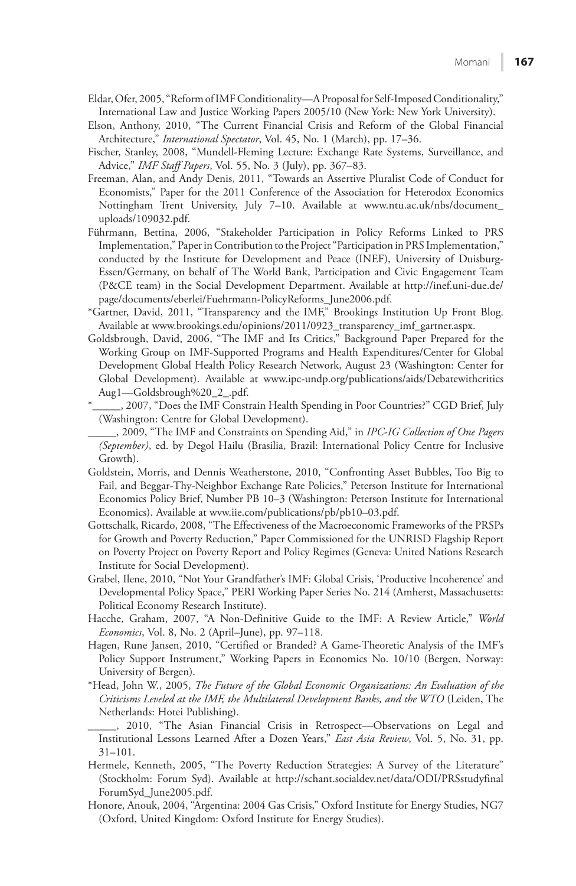Eldar, Ofer, 2005, "Reform of IMF Conditionality—A Proposal for Self-Imposed Conditionality," International Law and Justice Working Papers 2005/10 (New York: New York University).

Elson, Anthony, 2010, "The Current Financial Crisis and Reform of the Global Financial Architecture," *International Spectator*, Vol. 45, No. 1 (March), pp. 17–36.

Fischer, Stanley, 2008, "Mundell-Fleming Lecture: Exchange Rate Systems, Surveillance, and Advice," *IMF Staff Papers*, Vol. 55, No. 3 (July), pp. 367–83.

Freeman, Alan, and Andy Denis, 2011, "Towards an Assertive Pluralist Code of Conduct for Economists," Paper for the 2011 Conference of the Association for Heterodox Economics Nottingham Trent University, July 7–10. Available at www.ntu.ac.uk/nbs/document_uploads/109032.pdf.

Führmann, Bettina, 2006, "Stakeholder Participation in Policy Reforms Linked to PRS Implementation," Paper in Contribution to the Project "Participation in PRS Implementation," conducted by the Institute for Development and Peace (INEF), University of Duisburg-Essen/Germany, on behalf of The World Bank, Participation and Civic Engagement Team (P&CE team) in the Social Development Department. Available at http://inef.uni-due.de/page/documents/eberlei/Fuehrmann-PolicyReforms_June2006.pdf.

*Gartner, David, 2011, "Transparency and the IMF," Brookings Institution Up Front Blog. Available at www.brookings.edu/opinions/2011/0923_transparency_imf_gartner.aspx.

Goldsbrough, David, 2006, "The IMF and Its Critics," Background Paper Prepared for the Working Group on IMF-Supported Programs and Health Expenditures/Center for Global Development Global Health Policy Research Network, August 23 (Washington: Center for Global Development). Available at www.ipc-undp.org/publications/aids/DebatewithcriticsAug1—Goldsbrough%20_2_.pdf.

*_____, 2007, "Does the IMF Constrain Health Spending in Poor Countries?" CGD Brief, July (Washington: Centre for Global Development).

_____, 2009, "The IMF and Constraints on Spending Aid," in *IPC-IG Collection of One Pagers (September)*, ed. by Degol Hailu (Brasilia, Brazil: International Policy Centre for Inclusive Growth).

Goldstein, Morris, and Dennis Weatherstone, 2010, "Confronting Asset Bubbles, Too Big to Fail, and Beggar-Thy-Neighbor Exchange Rate Policies," Peterson Institute for International Economics Policy Brief, Number PB 10–3 (Washington: Peterson Institute for International Economics). Available at www.iie.com/publications/pb/pb10–03.pdf.

Gottschalk, Ricardo, 2008, "The Effectiveness of the Macroeconomic Frameworks of the PRSPs for Growth and Poverty Reduction," Paper Commissioned for the UNRISD Flagship Report on Poverty Project on Poverty Report and Policy Regimes (Geneva: United Nations Research Institute for Social Development).

Grabel, Ilene, 2010, "Not Your Grandfather's IMF: Global Crisis, 'Productive Incoherence' and Developmental Policy Space," PERI Working Paper Series No. 214 (Amherst, Massachusetts: Political Economy Research Institute).

Hacche, Graham, 2007, "A Non-Definitive Guide to the IMF: A Review Article," *World Economics*, Vol. 8, No. 2 (April–June), pp. 97–118.

Hagen, Rune Jansen, 2010, "Certified or Branded? A Game-Theoretic Analysis of the IMF's Policy Support Instrument," Working Papers in Economics No. 10/10 (Bergen, Norway: University of Bergen).

*Head, John W., 2005, *The Future of the Global Economic Organizations: An Evaluation of the Criticisms Leveled at the IMF, the Multilateral Development Banks, and the WTO* (Leiden, The Netherlands: Hotei Publishing).

_____, 2010, "The Asian Financial Crisis in Retrospect—Observations on Legal and Institutional Lessons Learned After a Dozen Years," *East Asia Review*, Vol. 5, No. 31, pp. 31–101.

Hermele, Kenneth, 2005, "The Poverty Reduction Strategies: A Survey of the Literature" (Stockholm: Forum Syd). Available at http://schant.socialdev.net/data/ODI/PRSstudyfinalForumSyd_June2005.pdf.

Honore, Anouk, 2004, "Argentina: 2004 Gas Crisis," Oxford Institute for Energy Studies, NG7 (Oxford, United Kingdom: Oxford Institute for Energy Studies).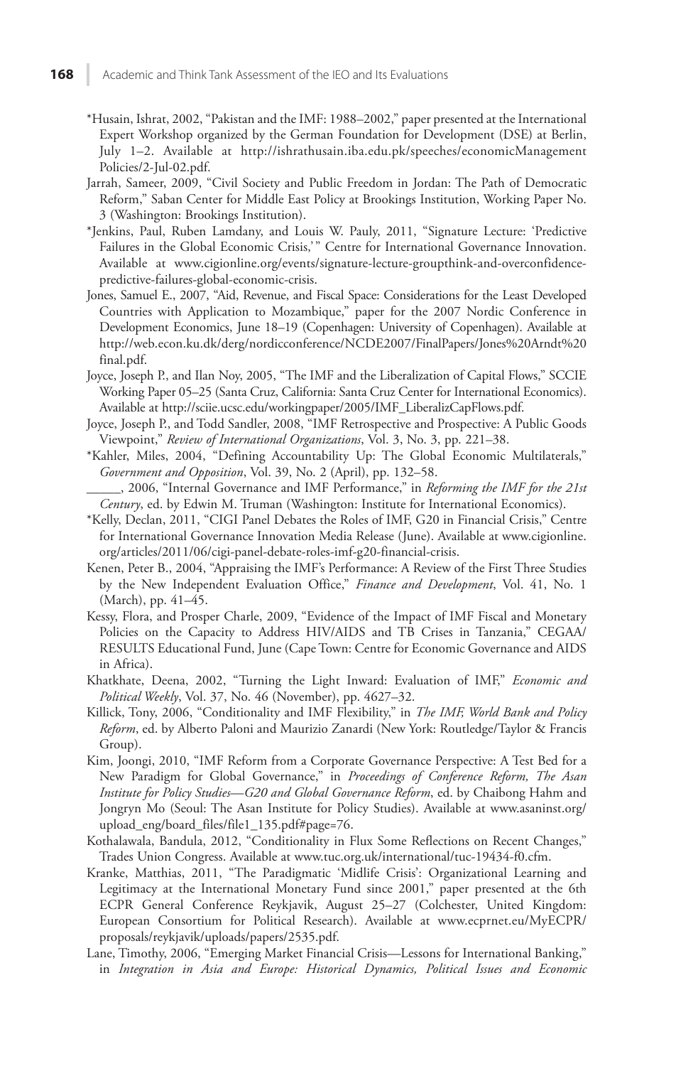*Husain, Ishrat, 2002, "Pakistan and the IMF: 1988–2002," paper presented at the International Expert Workshop organized by the German Foundation for Development (DSE) at Berlin, July 1–2. Available at http://ishrathusain.iba.edu.pk/speeches/economicManagementPolicies/2-Jul-02.pdf.

Jarrah, Sameer, 2009, "Civil Society and Public Freedom in Jordan: The Path of Democratic Reform," Saban Center for Middle East Policy at Brookings Institution, Working Paper No. 3 (Washington: Brookings Institution).

*Jenkins, Paul, Ruben Lamdany, and Louis W. Pauly, 2011, "Signature Lecture: 'Predictive Failures in the Global Economic Crisis,'" Centre for International Governance Innovation. Available at www.cigionline.org/events/signature-lecture-groupthink-and-overconfidence-predictive-failures-global-economic-crisis.

Jones, Samuel E., 2007, "Aid, Revenue, and Fiscal Space: Considerations for the Least Developed Countries with Application to Mozambique," paper for the 2007 Nordic Conference in Development Economics, June 18–19 (Copenhagen: University of Copenhagen). Available at http://web.econ.ku.dk/derg/nordicconference/NCDE2007/FinalPapers/Jones%20Arndt%20final.pdf.

Joyce, Joseph P., and Ilan Noy, 2005, "The IMF and the Liberalization of Capital Flows," SCCIE Working Paper 05–25 (Santa Cruz, California: Santa Cruz Center for International Economics). Available at http://sciie.ucsc.edu/workingpaper/2005/IMF_LiberalizCapFlows.pdf.

Joyce, Joseph P., and Todd Sandler, 2008, "IMF Retrospective and Prospective: A Public Goods Viewpoint," *Review of International Organizations*, Vol. 3, No. 3, pp. 221–38.

*Kahler, Miles, 2004, "Defining Accountability Up: The Global Economic Multilaterals," *Government and Opposition*, Vol. 39, No. 2 (April), pp. 132–58.

_____, 2006, "Internal Governance and IMF Performance," in *Reforming the IMF for the 21st Century*, ed. by Edwin M. Truman (Washington: Institute for International Economics).

*Kelly, Declan, 2011, "CIGI Panel Debates the Roles of IMF, G20 in Financial Crisis," Centre for International Governance Innovation Media Release (June). Available at www.cigionline.org/articles/2011/06/cigi-panel-debate-roles-imf-g20-financial-crisis.

Kenen, Peter B., 2004, "Appraising the IMF's Performance: A Review of the First Three Studies by the New Independent Evaluation Office," *Finance and Development*, Vol. 41, No. 1 (March), pp. 41–45.

Kessy, Flora, and Prosper Charle, 2009, "Evidence of the Impact of IMF Fiscal and Monetary Policies on the Capacity to Address HIV/AIDS and TB Crises in Tanzania," CEGAA/RESULTS Educational Fund, June (Cape Town: Centre for Economic Governance and AIDS in Africa).

Khatkhate, Deena, 2002, "Turning the Light Inward: Evaluation of IMF," *Economic and Political Weekly*, Vol. 37, No. 46 (November), pp. 4627–32.

Killick, Tony, 2006, "Conditionality and IMF Flexibility," in *The IMF, World Bank and Policy Reform*, ed. by Alberto Paloni and Maurizio Zanardi (New York: Routledge/Taylor & Francis Group).

Kim, Joongi, 2010, "IMF Reform from a Corporate Governance Perspective: A Test Bed for a New Paradigm for Global Governance," in *Proceedings of Conference Reform, The Asan Institute for Policy Studies—G20 and Global Governance Reform*, ed. by Chaibong Hahm and Jongryn Mo (Seoul: The Asan Institute for Policy Studies). Available at www.asaninst.org/upload_eng/board_files/file1_135.pdf#page=76.

Kothalawala, Bandula, 2012, "Conditionality in Flux Some Reflections on Recent Changes," Trades Union Congress. Available at www.tuc.org.uk/international/tuc-19434-f0.cfm.

Kranke, Matthias, 2011, "The Paradigmatic 'Midlife Crisis': Organizational Learning and Legitimacy at the International Monetary Fund since 2001," paper presented at the 6th ECPR General Conference Reykjavik, August 25–27 (Colchester, United Kingdom: European Consortium for Political Research). Available at www.ecprnet.eu/MyECPR/proposals/reykjavik/uploads/papers/2535.pdf.

Lane, Timothy, 2006, "Emerging Market Financial Crisis—Lessons for International Banking," in *Integration in Asia and Europe: Historical Dynamics, Political Issues and Economic*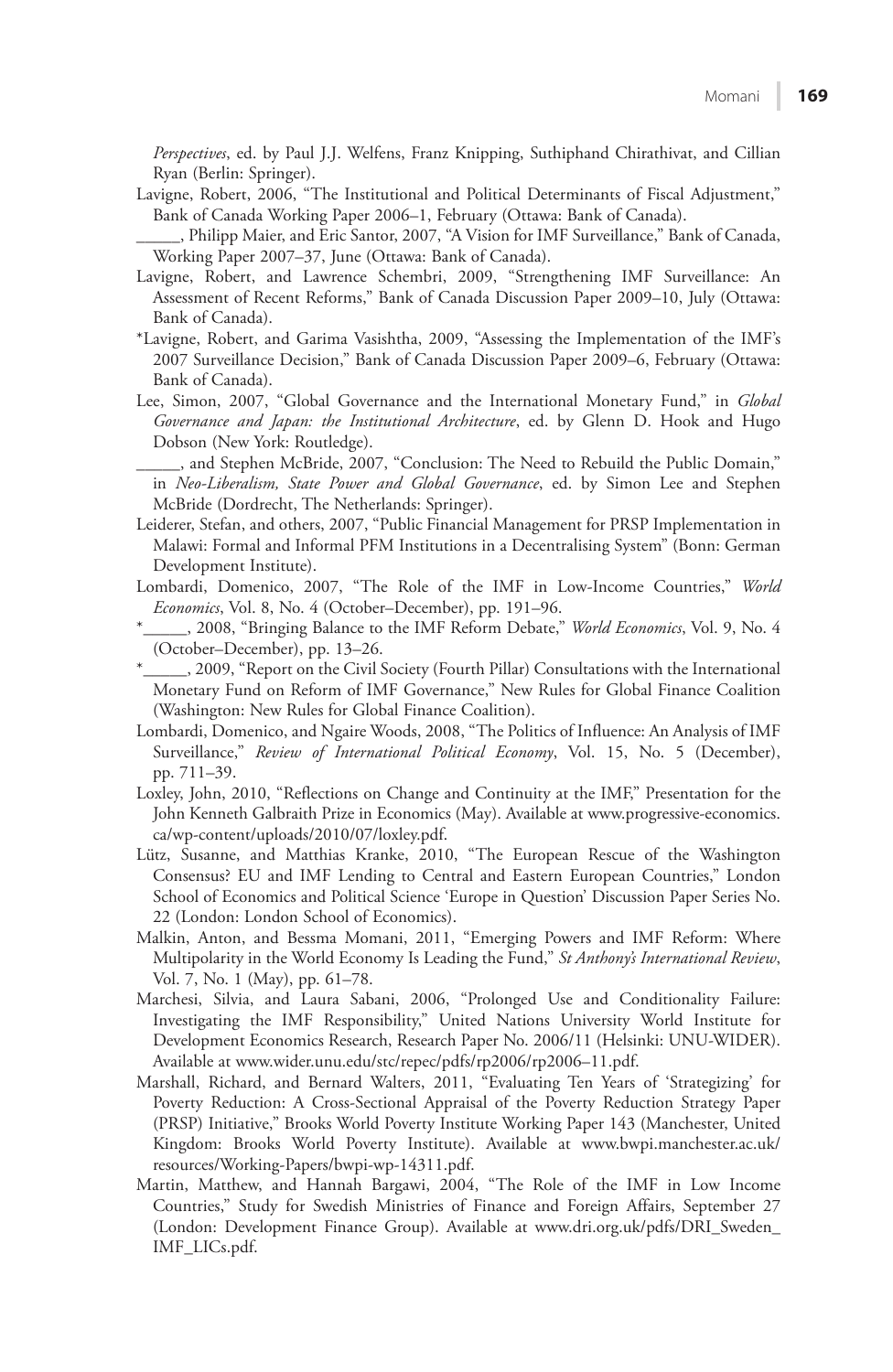*Perspectives*, ed. by Paul J.J. Welfens, Franz Knipping, Suthiphand Chirathivat, and Cillian Ryan (Berlin: Springer).

Lavigne, Robert, 2006, "The Institutional and Political Determinants of Fiscal Adjustment," Bank of Canada Working Paper 2006–1, February (Ottawa: Bank of Canada).

_____, Philipp Maier, and Eric Santor, 2007, "A Vision for IMF Surveillance," Bank of Canada, Working Paper 2007–37, June (Ottawa: Bank of Canada).

Lavigne, Robert, and Lawrence Schembri, 2009, "Strengthening IMF Surveillance: An Assessment of Recent Reforms," Bank of Canada Discussion Paper 2009–10, July (Ottawa: Bank of Canada).

*Lavigne, Robert, and Garima Vasishtha, 2009, "Assessing the Implementation of the IMF's 2007 Surveillance Decision," Bank of Canada Discussion Paper 2009–6, February (Ottawa: Bank of Canada).

Lee, Simon, 2007, "Global Governance and the International Monetary Fund," in *Global Governance and Japan: the Institutional Architecture*, ed. by Glenn D. Hook and Hugo Dobson (New York: Routledge).

_____, and Stephen McBride, 2007, "Conclusion: The Need to Rebuild the Public Domain," in *Neo-Liberalism, State Power and Global Governance*, ed. by Simon Lee and Stephen McBride (Dordrecht, The Netherlands: Springer).

Leiderer, Stefan, and others, 2007, "Public Financial Management for PRSP Implementation in Malawi: Formal and Informal PFM Institutions in a Decentralising System" (Bonn: German Development Institute).

Lombardi, Domenico, 2007, "The Role of the IMF in Low-Income Countries," *World Economics*, Vol. 8, No. 4 (October–December), pp. 191–96.

*_____, 2008, "Bringing Balance to the IMF Reform Debate," *World Economics*, Vol. 9, No. 4 (October–December), pp. 13–26.

*_____, 2009, "Report on the Civil Society (Fourth Pillar) Consultations with the International Monetary Fund on Reform of IMF Governance," New Rules for Global Finance Coalition (Washington: New Rules for Global Finance Coalition).

Lombardi, Domenico, and Ngaire Woods, 2008, "The Politics of Influence: An Analysis of IMF Surveillance," *Review of International Political Economy*, Vol. 15, No. 5 (December), pp. 711–39.

Loxley, John, 2010, "Reflections on Change and Continuity at the IMF," Presentation for the John Kenneth Galbraith Prize in Economics (May). Available at www.progressive-economics.ca/wp-content/uploads/2010/07/loxley.pdf.

Lütz, Susanne, and Matthias Kranke, 2010, "The European Rescue of the Washington Consensus? EU and IMF Lending to Central and Eastern European Countries," London School of Economics and Political Science 'Europe in Question' Discussion Paper Series No. 22 (London: London School of Economics).

Malkin, Anton, and Bessma Momani, 2011, "Emerging Powers and IMF Reform: Where Multipolarity in the World Economy Is Leading the Fund," *St Anthony's International Review*, Vol. 7, No. 1 (May), pp. 61–78.

Marchesi, Silvia, and Laura Sabani, 2006, "Prolonged Use and Conditionality Failure: Investigating the IMF Responsibility," United Nations University World Institute for Development Economics Research, Research Paper No. 2006/11 (Helsinki: UNU-WIDER). Available at www.wider.unu.edu/stc/repec/pdfs/rp2006/rp2006–11.pdf.

Marshall, Richard, and Bernard Walters, 2011, "Evaluating Ten Years of 'Strategizing' for Poverty Reduction: A Cross-Sectional Appraisal of the Poverty Reduction Strategy Paper (PRSP) Initiative," Brooks World Poverty Institute Working Paper 143 (Manchester, United Kingdom: Brooks World Poverty Institute). Available at www.bwpi.manchester.ac.uk/resources/Working-Papers/bwpi-wp-14311.pdf.

Martin, Matthew, and Hannah Bargawi, 2004, "The Role of the IMF in Low Income Countries," Study for Swedish Ministries of Finance and Foreign Affairs, September 27 (London: Development Finance Group). Available at www.dri.org.uk/pdfs/DRI_Sweden_IMF_LICs.pdf.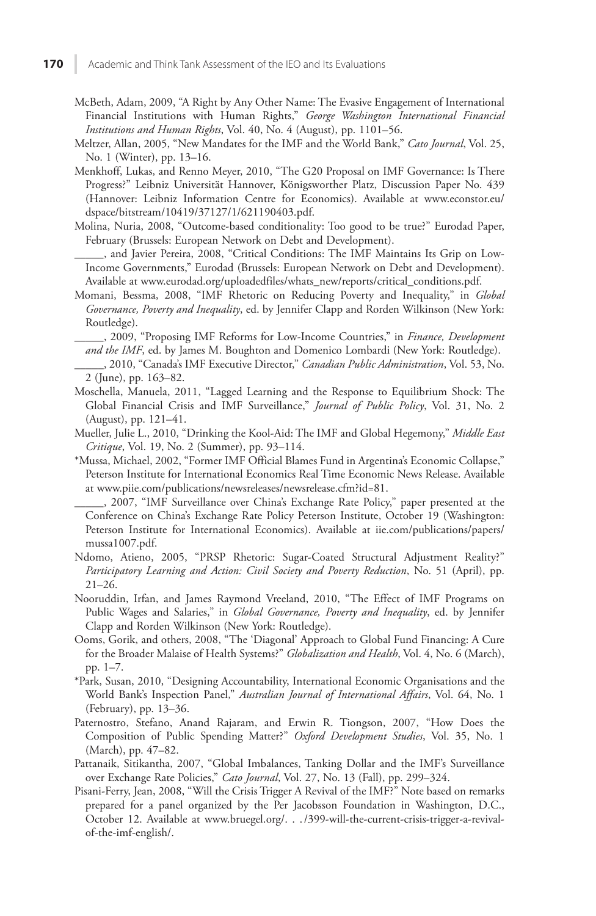McBeth, Adam, 2009, "A Right by Any Other Name: The Evasive Engagement of International Financial Institutions with Human Rights," *George Washington International Financial Institutions and Human Rights*, Vol. 40, No. 4 (August), pp. 1101–56.

Meltzer, Allan, 2005, "New Mandates for the IMF and the World Bank," *Cato Journal*, Vol. 25, No. 1 (Winter), pp. 13–16.

Menkhoff, Lukas, and Renno Meyer, 2010, "The G20 Proposal on IMF Governance: Is There Progress?" Leibniz Universität Hannover, Königsworther Platz, Discussion Paper No. 439 (Hannover: Leibniz Information Centre for Economics). Available at www.econstor.eu/dspace/bitstream/10419/37127/1/621190403.pdf.

Molina, Nuria, 2008, "Outcome-based conditionality: Too good to be true?" Eurodad Paper, February (Brussels: European Network on Debt and Development).

_____, and Javier Pereira, 2008, "Critical Conditions: The IMF Maintains Its Grip on Low-Income Governments," Eurodad (Brussels: European Network on Debt and Development). Available at www.eurodad.org/uploadedfiles/whats_new/reports/critical_conditions.pdf.

Momani, Bessma, 2008, "IMF Rhetoric on Reducing Poverty and Inequality," in *Global Governance, Poverty and Inequality*, ed. by Jennifer Clapp and Rorden Wilkinson (New York: Routledge).

_____, 2009, "Proposing IMF Reforms for Low-Income Countries," in *Finance, Development and the IMF*, ed. by James M. Boughton and Domenico Lombardi (New York: Routledge).

_____, 2010, "Canada's IMF Executive Director," *Canadian Public Administration*, Vol. 53, No. 2 (June), pp. 163–82.

Moschella, Manuela, 2011, "Lagged Learning and the Response to Equilibrium Shock: The Global Financial Crisis and IMF Surveillance," *Journal of Public Policy*, Vol. 31, No. 2 (August), pp. 121–41.

Mueller, Julie L., 2010, "Drinking the Kool-Aid: The IMF and Global Hegemony," *Middle East Critique*, Vol. 19, No. 2 (Summer), pp. 93–114.

*Mussa, Michael, 2002, "Former IMF Official Blames Fund in Argentina's Economic Collapse," Peterson Institute for International Economics Real Time Economic News Release. Available at www.piie.com/publications/newsreleases/newsrelease.cfm?id=81.

_____, 2007, "IMF Surveillance over China's Exchange Rate Policy," paper presented at the Conference on China's Exchange Rate Policy Peterson Institute, October 19 (Washington: Peterson Institute for International Economics). Available at iie.com/publications/papers/mussa1007.pdf.

Ndomo, Atieno, 2005, "PRSP Rhetoric: Sugar-Coated Structural Adjustment Reality?" *Participatory Learning and Action: Civil Society and Poverty Reduction*, No. 51 (April), pp. 21–26.

Nooruddin, Irfan, and James Raymond Vreeland, 2010, "The Effect of IMF Programs on Public Wages and Salaries," in *Global Governance, Poverty and Inequality*, ed. by Jennifer Clapp and Rorden Wilkinson (New York: Routledge).

Ooms, Gorik, and others, 2008, "The 'Diagonal' Approach to Global Fund Financing: A Cure for the Broader Malaise of Health Systems?" *Globalization and Health*, Vol. 4, No. 6 (March), pp. 1–7.

*Park, Susan, 2010, "Designing Accountability, International Economic Organisations and the World Bank's Inspection Panel," *Australian Journal of International Affairs*, Vol. 64, No. 1 (February), pp. 13–36.

Paternostro, Stefano, Anand Rajaram, and Erwin R. Tiongson, 2007, "How Does the Composition of Public Spending Matter?" *Oxford Development Studies*, Vol. 35, No. 1 (March), pp. 47–82.

Pattanaik, Sitikantha, 2007, "Global Imbalances, Tanking Dollar and the IMF's Surveillance over Exchange Rate Policies," *Cato Journal*, Vol. 27, No. 13 (Fall), pp. 299–324.

Pisani-Ferry, Jean, 2008, "Will the Crisis Trigger A Revival of the IMF?" Note based on remarks prepared for a panel organized by the Per Jacobsson Foundation in Washington, D.C., October 12. Available at www.bruegel.org/. . ./399-will-the-current-crisis-trigger-a-revival-of-the-imf-english/.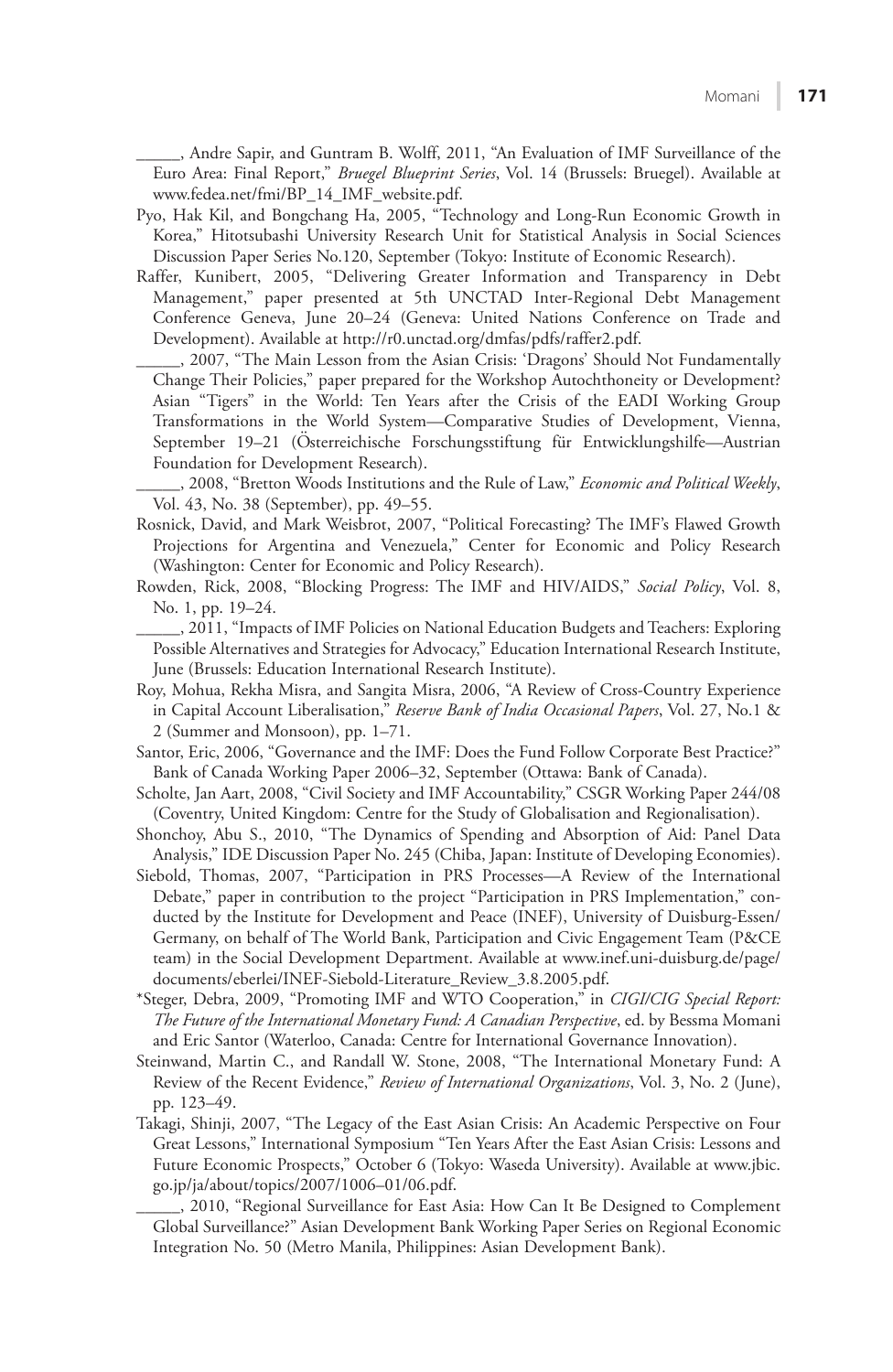\_\_\_\_\_, Andre Sapir, and Guntram B. Wolff, 2011, "An Evaluation of IMF Surveillance of the Euro Area: Final Report," *Bruegel Blueprint Series*, Vol. 14 (Brussels: Bruegel). Available at www.fedea.net/fmi/BP_14_IMF_website.pdf.

Pyo, Hak Kil, and Bongchang Ha, 2005, "Technology and Long-Run Economic Growth in Korea," Hitotsubashi University Research Unit for Statistical Analysis in Social Sciences Discussion Paper Series No.120, September (Tokyo: Institute of Economic Research).

Raffer, Kunibert, 2005, "Delivering Greater Information and Transparency in Debt Management," paper presented at 5th UNCTAD Inter-Regional Debt Management Conference Geneva, June 20–24 (Geneva: United Nations Conference on Trade and Development). Available at http://r0.unctad.org/dmfas/pdfs/raffer2.pdf.

\_\_\_\_\_, 2007, "The Main Lesson from the Asian Crisis: 'Dragons' Should Not Fundamentally Change Their Policies," paper prepared for the Workshop Autochthoneity or Development? Asian "Tigers" in the World: Ten Years after the Crisis of the EADI Working Group Transformations in the World System—Comparative Studies of Development, Vienna, September 19–21 (Österreichische Forschungsstiftung für Entwicklungshilfe—Austrian Foundation for Development Research).

\_\_\_\_\_, 2008, "Bretton Woods Institutions and the Rule of Law," *Economic and Political Weekly*, Vol. 43, No. 38 (September), pp. 49–55.

Rosnick, David, and Mark Weisbrot, 2007, "Political Forecasting? The IMF's Flawed Growth Projections for Argentina and Venezuela," Center for Economic and Policy Research (Washington: Center for Economic and Policy Research).

Rowden, Rick, 2008, "Blocking Progress: The IMF and HIV/AIDS," *Social Policy*, Vol. 8, No. 1, pp. 19–24.

\_\_\_\_\_, 2011, "Impacts of IMF Policies on National Education Budgets and Teachers: Exploring Possible Alternatives and Strategies for Advocacy," Education International Research Institute, June (Brussels: Education International Research Institute).

Roy, Mohua, Rekha Misra, and Sangita Misra, 2006, "A Review of Cross-Country Experience in Capital Account Liberalisation," *Reserve Bank of India Occasional Papers*, Vol. 27, No.1 & 2 (Summer and Monsoon), pp. 1–71.

Santor, Eric, 2006, "Governance and the IMF: Does the Fund Follow Corporate Best Practice?" Bank of Canada Working Paper 2006–32, September (Ottawa: Bank of Canada).

Scholte, Jan Aart, 2008, "Civil Society and IMF Accountability," CSGR Working Paper 244/08 (Coventry, United Kingdom: Centre for the Study of Globalisation and Regionalisation).

Shonchoy, Abu S., 2010, "The Dynamics of Spending and Absorption of Aid: Panel Data Analysis," IDE Discussion Paper No. 245 (Chiba, Japan: Institute of Developing Economies).

Siebold, Thomas, 2007, "Participation in PRS Processes—A Review of the International Debate," paper in contribution to the project "Participation in PRS Implementation," conducted by the Institute for Development and Peace (INEF), University of Duisburg-Essen/Germany, on behalf of The World Bank, Participation and Civic Engagement Team (P&CE team) in the Social Development Department. Available at www.inef.uni-duisburg.de/page/documents/eberlei/INEF-Siebold-Literature_Review_3.8.2005.pdf.

\*Steger, Debra, 2009, "Promoting IMF and WTO Cooperation," in *CIGI/CIG Special Report: The Future of the International Monetary Fund: A Canadian Perspective*, ed. by Bessma Momani and Eric Santor (Waterloo, Canada: Centre for International Governance Innovation).

Steinwand, Martin C., and Randall W. Stone, 2008, "The International Monetary Fund: A Review of the Recent Evidence," *Review of International Organizations*, Vol. 3, No. 2 (June), pp. 123–49.

Takagi, Shinji, 2007, "The Legacy of the East Asian Crisis: An Academic Perspective on Four Great Lessons," International Symposium "Ten Years After the East Asian Crisis: Lessons and Future Economic Prospects," October 6 (Tokyo: Waseda University). Available at www.jbic.go.jp/ja/about/topics/2007/1006–01/06.pdf.

\_\_\_\_\_, 2010, "Regional Surveillance for East Asia: How Can It Be Designed to Complement Global Surveillance?" Asian Development Bank Working Paper Series on Regional Economic Integration No. 50 (Metro Manila, Philippines: Asian Development Bank).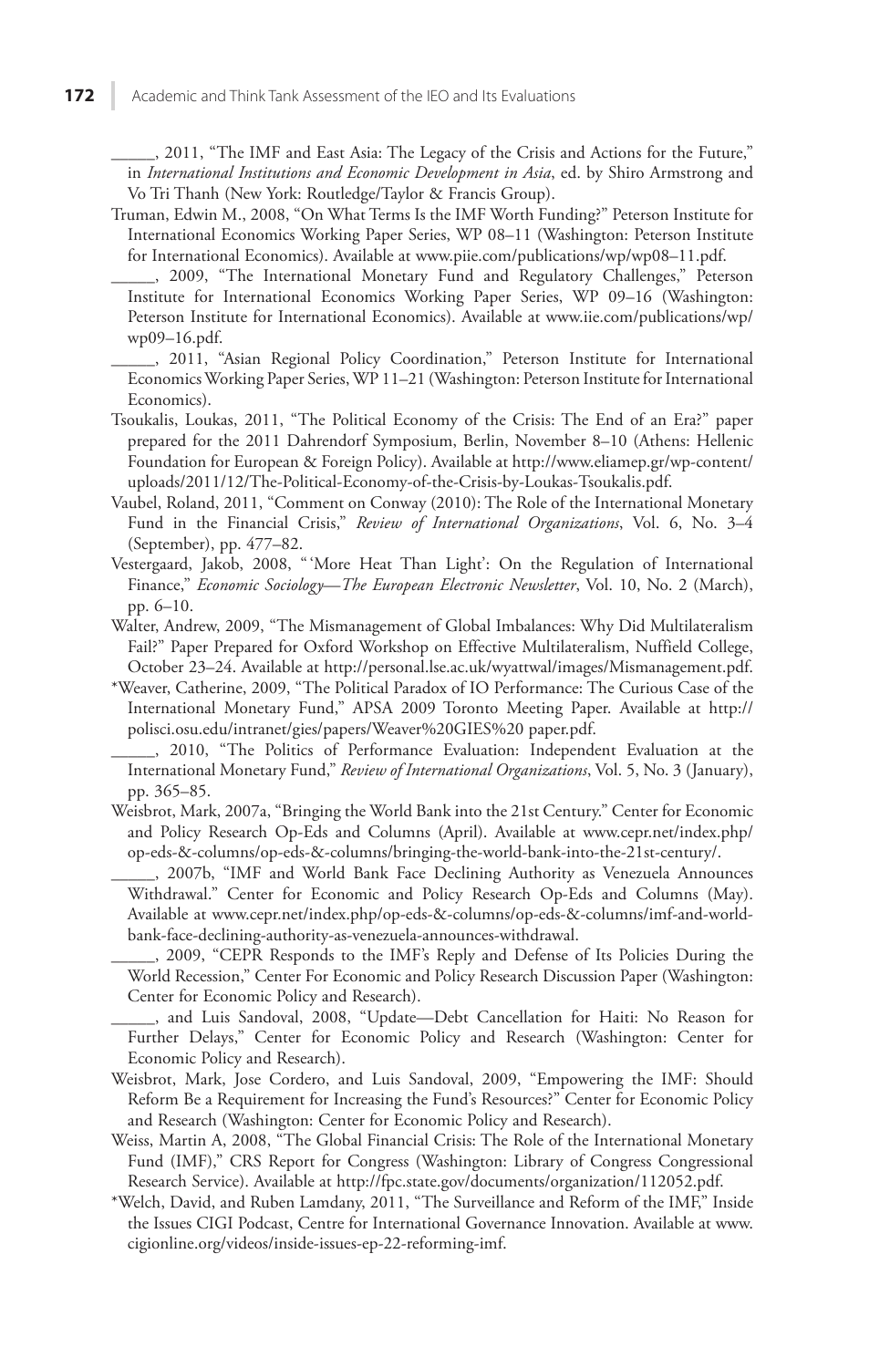\_\_\_\_\_, 2011, "The IMF and East Asia: The Legacy of the Crisis and Actions for the Future," in *International Institutions and Economic Development in Asia*, ed. by Shiro Armstrong and Vo Tri Thanh (New York: Routledge/Taylor & Francis Group).

Truman, Edwin M., 2008, "On What Terms Is the IMF Worth Funding?" Peterson Institute for International Economics Working Paper Series, WP 08–11 (Washington: Peterson Institute for International Economics). Available at www.piie.com/publications/wp/wp08–11.pdf.

\_\_\_\_\_, 2009, "The International Monetary Fund and Regulatory Challenges," Peterson Institute for International Economics Working Paper Series, WP 09–16 (Washington: Peterson Institute for International Economics). Available at www.iie.com/publications/wp/wp09–16.pdf.

\_\_\_\_\_, 2011, "Asian Regional Policy Coordination," Peterson Institute for International Economics Working Paper Series, WP 11–21 (Washington: Peterson Institute for International Economics).

Tsoukalis, Loukas, 2011, "The Political Economy of the Crisis: The End of an Era?" paper prepared for the 2011 Dahrendorf Symposium, Berlin, November 8–10 (Athens: Hellenic Foundation for European & Foreign Policy). Available at http://www.eliamep.gr/wp-content/uploads/2011/12/The-Political-Economy-of-the-Crisis-by-Loukas-Tsoukalis.pdf.

Vaubel, Roland, 2011, "Comment on Conway (2010): The Role of the International Monetary Fund in the Financial Crisis," *Review of International Organizations*, Vol. 6, No. 3–4 (September), pp. 477–82.

Vestergaard, Jakob, 2008, "'More Heat Than Light': On the Regulation of International Finance," *Economic Sociology—The European Electronic Newsletter*, Vol. 10, No. 2 (March), pp. 6–10.

Walter, Andrew, 2009, "The Mismanagement of Global Imbalances: Why Did Multilateralism Fail?" Paper Prepared for Oxford Workshop on Effective Multilateralism, Nuffield College, October 23–24. Available at http://personal.lse.ac.uk/wyattwal/images/Mismanagement.pdf.

\*Weaver, Catherine, 2009, "The Political Paradox of IO Performance: The Curious Case of the International Monetary Fund," APSA 2009 Toronto Meeting Paper. Available at http://polisci.osu.edu/intranet/gies/papers/Weaver%20GIES%20 paper.pdf.

\_\_\_\_\_, 2010, "The Politics of Performance Evaluation: Independent Evaluation at the International Monetary Fund," *Review of International Organizations*, Vol. 5, No. 3 (January), pp. 365–85.

Weisbrot, Mark, 2007a, "Bringing the World Bank into the 21st Century." Center for Economic and Policy Research Op-Eds and Columns (April). Available at www.cepr.net/index.php/op-eds-&-columns/op-eds-&-columns/bringing-the-world-bank-into-the-21st-century/.

\_\_\_\_\_, 2007b, "IMF and World Bank Face Declining Authority as Venezuela Announces Withdrawal." Center for Economic and Policy Research Op-Eds and Columns (May). Available at www.cepr.net/index.php/op-eds-&-columns/op-eds-&-columns/imf-and-world-bank-face-declining-authority-as-venezuela-announces-withdrawal.

\_\_\_\_\_, 2009, "CEPR Responds to the IMF's Reply and Defense of Its Policies During the World Recession," Center For Economic and Policy Research Discussion Paper (Washington: Center for Economic Policy and Research).

\_\_\_\_\_, and Luis Sandoval, 2008, "Update—Debt Cancellation for Haiti: No Reason for Further Delays," Center for Economic and Policy Research (Washington: Center for Economic Policy and Research).

Weisbrot, Mark, Jose Cordero, and Luis Sandoval, 2009, "Empowering the IMF: Should Reform Be a Requirement for Increasing the Fund's Resources?" Center for Economic Policy and Research (Washington: Center for Economic Policy and Research).

Weiss, Martin A, 2008, "The Global Financial Crisis: The Role of the International Monetary Fund (IMF)," CRS Report for Congress (Washington: Library of Congress Congressional Research Service). Available at http://fpc.state.gov/documents/organization/112052.pdf.

\*Welch, David, and Ruben Lamdany, 2011, "The Surveillance and Reform of the IMF," Inside the Issues CIGI Podcast, Centre for International Governance Innovation. Available at www.cigionline.org/videos/inside-issues-ep-22-reforming-imf.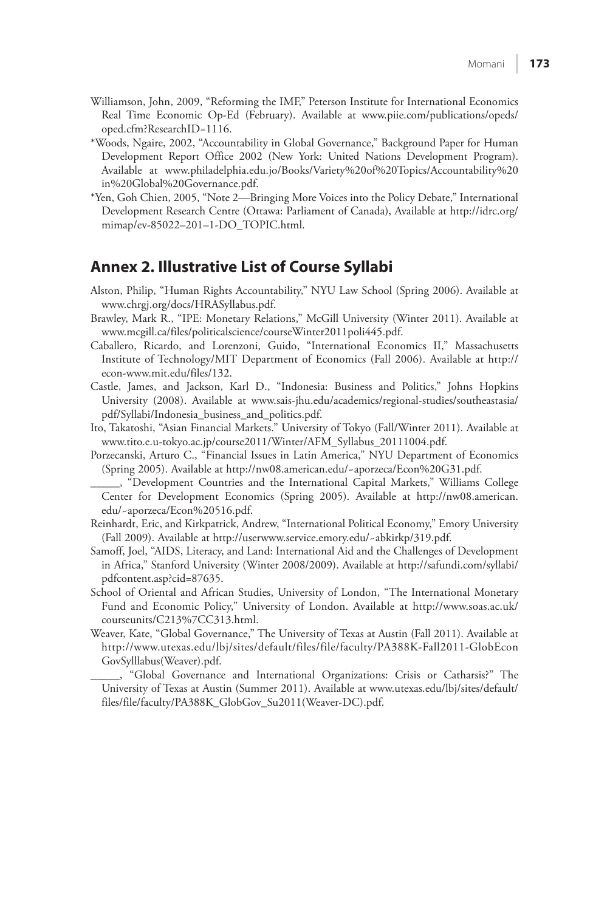Williamson, John, 2009, "Reforming the IMF," Peterson Institute for International Economics Real Time Economic Op-Ed (February). Available at www.piie.com/publications/opeds/oped.cfm?ResearchID=1116.

*Woods, Ngaire, 2002, "Accountability in Global Governance," Background Paper for Human Development Report Office 2002 (New York: United Nations Development Program). Available at www.philadelphia.edu.jo/Books/Variety%20of%20Topics/Accountability%20in%20Global%20Governance.pdf.

*Yen, Goh Chien, 2005, "Note 2—Bringing More Voices into the Policy Debate," International Development Research Centre (Ottawa: Parliament of Canada), Available at http://idrc.org/mimap/ev-85022–201–1-DO_TOPIC.html.

## Annex 2. Illustrative List of Course Syllabi

Alston, Philip, "Human Rights Accountability," NYU Law School (Spring 2006). Available at www.chrgj.org/docs/HRASyllabus.pdf.

Brawley, Mark R., "IPE: Monetary Relations," McGill University (Winter 2011). Available at www.mcgill.ca/files/politicalscience/courseWinter2011poli445.pdf.

Caballero, Ricardo, and Lorenzoni, Guido, "International Economics II," Massachusetts Institute of Technology/MIT Department of Economics (Fall 2006). Available at http://econ-www.mit.edu/files/132.

Castle, James, and Jackson, Karl D., "Indonesia: Business and Politics," Johns Hopkins University (2008). Available at www.sais-jhu.edu/academics/regional-studies/southeastasia/pdf/Syllabi/Indonesia_business_and_politics.pdf.

Ito, Takatoshi, "Asian Financial Markets." University of Tokyo (Fall/Winter 2011). Available at www.tito.e.u-tokyo.ac.jp/course2011/Winter/AFM_Syllabus_20111004.pdf.

Porzecanski, Arturo C., "Financial Issues in Latin America," NYU Department of Economics (Spring 2005). Available at http://nw08.american.edu/~aporzeca/Econ%20G31.pdf.

_____, "Development Countries and the International Capital Markets," Williams College Center for Development Economics (Spring 2005). Available at http://nw08.american.edu/~aporzeca/Econ%20516.pdf.

Reinhardt, Eric, and Kirkpatrick, Andrew, "International Political Economy," Emory University (Fall 2009). Available at http://userwww.service.emory.edu/~abkirkp/319.pdf.

Samoff, Joel, "AIDS, Literacy, and Land: International Aid and the Challenges of Development in Africa," Stanford University (Winter 2008/2009). Available at http://safundi.com/syllabi/pdfcontent.asp?cid=87635.

School of Oriental and African Studies, University of London, "The International Monetary Fund and Economic Policy," University of London. Available at http://www.soas.ac.uk/courseunits/C213%7CC313.html.

Weaver, Kate, "Global Governance," The University of Texas at Austin (Fall 2011). Available at http://www.utexas.edu/lbj/sites/default/files/file/faculty/PA388K-Fall2011-GlobEconGovSylllabus(Weaver).pdf.

_____, "Global Governance and International Organizations: Crisis or Catharsis?" The University of Texas at Austin (Summer 2011). Available at www.utexas.edu/lbj/sites/default/files/file/faculty/PA388K_GlobGov_Su2011(Weaver-DC).pdf.